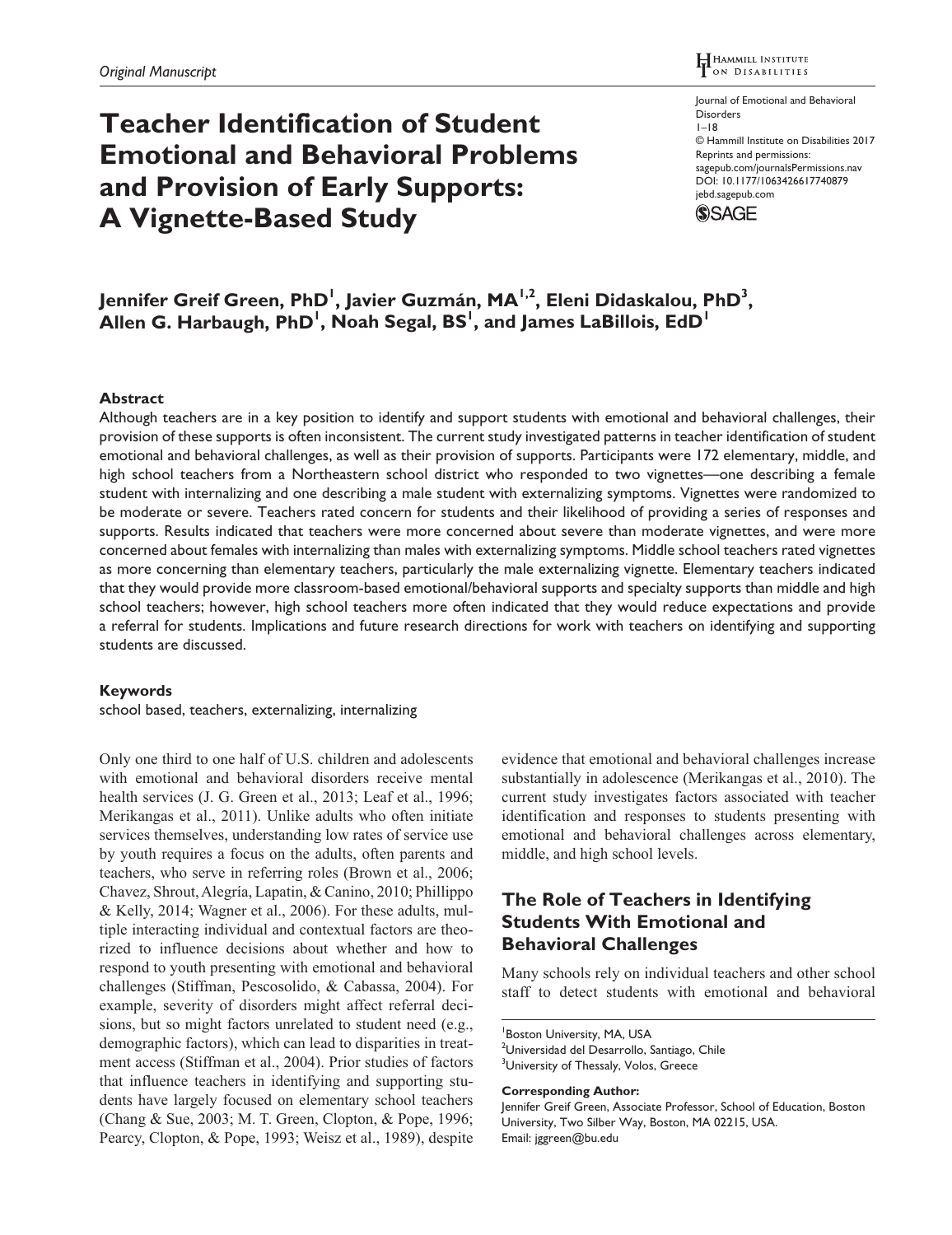Original Manuscript

# Teacher Identification of Student Emotional and Behavioral Problems and Provision of Early Supports: A Vignette-Based Study

Journal of Emotional and Behavioral Disorders
1–18
© Hammill Institute on Disabilities 2017
Reprints and permissions: sagepub.com/journalsPermissions.nav
DOI: 10.1177/1063426617740879
jebd.sagepub.com

**Jennifer Greif Green, PhD[1], Javier Guzmán, MA[1,2], Eleni Didaskalou, PhD[3], Allen G. Harbaugh, PhD[1], Noah Segal, BS[1], and James LaBillois, EdD[1]**

## Abstract

Although teachers are in a key position to identify and support students with emotional and behavioral challenges, their provision of these supports is often inconsistent. The current study investigated patterns in teacher identification of student emotional and behavioral challenges, as well as their provision of supports. Participants were 172 elementary, middle, and high school teachers from a Northeastern school district who responded to two vignettes—one describing a female student with internalizing and one describing a male student with externalizing symptoms. Vignettes were randomized to be moderate or severe. Teachers rated concern for students and their likelihood of providing a series of responses and supports. Results indicated that teachers were more concerned about severe than moderate vignettes, and were more concerned about females with internalizing than males with externalizing symptoms. Middle school teachers rated vignettes as more concerning than elementary teachers, particularly the male externalizing vignette. Elementary teachers indicated that they would provide more classroom-based emotional/behavioral supports and specialty supports than middle and high school teachers; however, high school teachers more often indicated that they would reduce expectations and provide a referral for students. Implications and future research directions for work with teachers on identifying and supporting students are discussed.

### Keywords

school based, teachers, externalizing, internalizing

Only one third to one half of U.S. children and adolescents with emotional and behavioral disorders receive mental health services (J. G. Green et al., 2013; Leaf et al., 1996; Merikangas et al., 2011). Unlike adults who often initiate services themselves, understanding low rates of service use by youth requires a focus on the adults, often parents and teachers, who serve in referring roles (Brown et al., 2006; Chavez, Shrout, Alegría, Lapatin, & Canino, 2010; Phillippo & Kelly, 2014; Wagner et al., 2006). For these adults, multiple interacting individual and contextual factors are theorized to influence decisions about whether and how to respond to youth presenting with emotional and behavioral challenges (Stiffman, Pescosolido, & Cabassa, 2004). For example, severity of disorders might affect referral decisions, but so might factors unrelated to student need (e.g., demographic factors), which can lead to disparities in treatment access (Stiffman et al., 2004). Prior studies of factors that influence teachers in identifying and supporting students have largely focused on elementary school teachers (Chang & Sue, 2003; M. T. Green, Clopton, & Pope, 1996; Pearcy, Clopton, & Pope, 1993; Weisz et al., 1989), despite evidence that emotional and behavioral challenges increase substantially in adolescence (Merikangas et al., 2010). The current study investigates factors associated with teacher identification and responses to students presenting with emotional and behavioral challenges across elementary, middle, and high school levels.

## The Role of Teachers in Identifying Students With Emotional and Behavioral Challenges

Many schools rely on individual teachers and other school staff to detect students with emotional and behavioral

[1]Boston University, MA, USA
[2]Universidad del Desarrollo, Santiago, Chile
[3]University of Thessaly, Volos, Greece

**Corresponding Author:**
Jennifer Greif Green, Associate Professor, School of Education, Boston University, Two Silber Way, Boston, MA 02215, USA.
Email: jggreen@bu.edu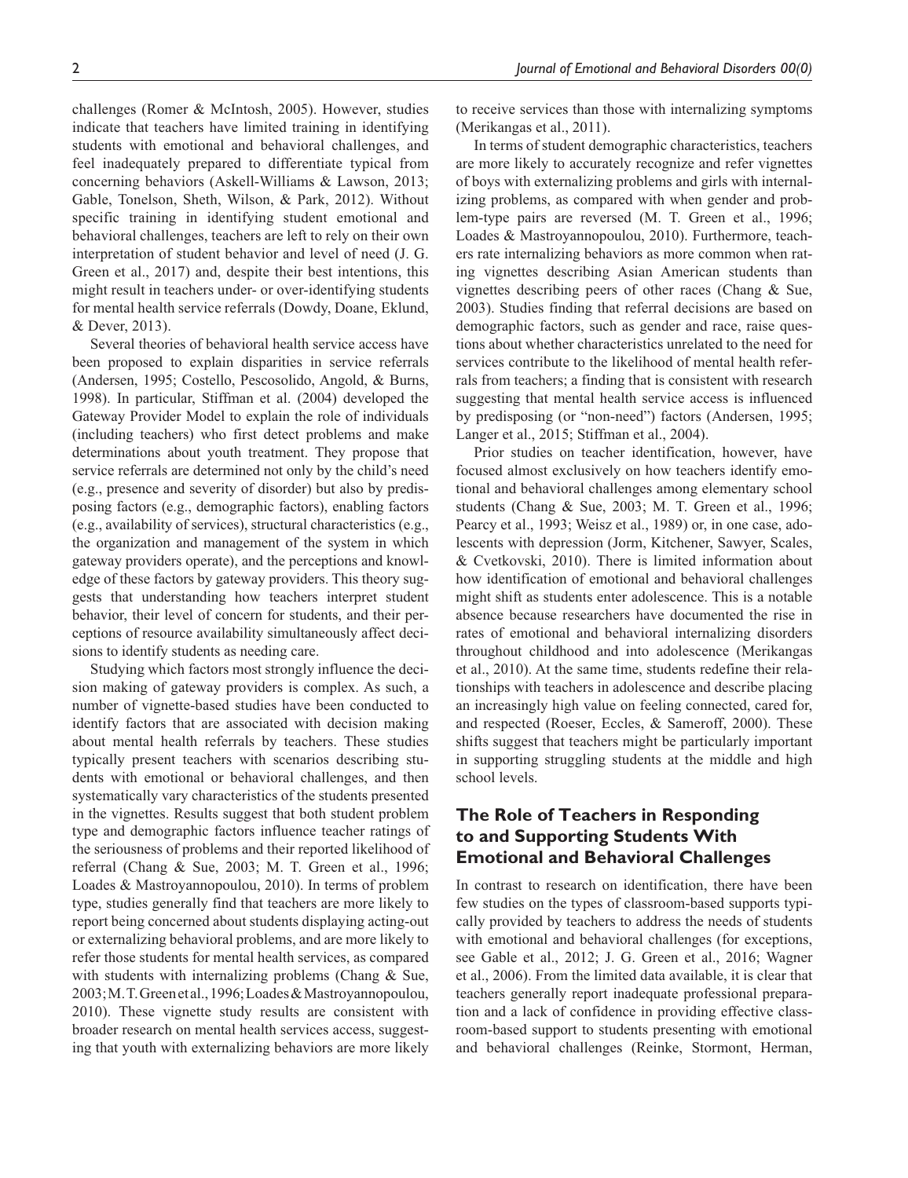challenges (Romer & McIntosh, 2005). However, studies indicate that teachers have limited training in identifying students with emotional and behavioral challenges, and feel inadequately prepared to differentiate typical from concerning behaviors (Askell-Williams & Lawson, 2013; Gable, Tonelson, Sheth, Wilson, & Park, 2012). Without specific training in identifying student emotional and behavioral challenges, teachers are left to rely on their own interpretation of student behavior and level of need (J. G. Green et al., 2017) and, despite their best intentions, this might result in teachers under- or over-identifying students for mental health service referrals (Dowdy, Doane, Eklund, & Dever, 2013).

Several theories of behavioral health service access have been proposed to explain disparities in service referrals (Andersen, 1995; Costello, Pescosolido, Angold, & Burns, 1998). In particular, Stiffman et al. (2004) developed the Gateway Provider Model to explain the role of individuals (including teachers) who first detect problems and make determinations about youth treatment. They propose that service referrals are determined not only by the child's need (e.g., presence and severity of disorder) but also by predisposing factors (e.g., demographic factors), enabling factors (e.g., availability of services), structural characteristics (e.g., the organization and management of the system in which gateway providers operate), and the perceptions and knowledge of these factors by gateway providers. This theory suggests that understanding how teachers interpret student behavior, their level of concern for students, and their perceptions of resource availability simultaneously affect decisions to identify students as needing care.

Studying which factors most strongly influence the decision making of gateway providers is complex. As such, a number of vignette-based studies have been conducted to identify factors that are associated with decision making about mental health referrals by teachers. These studies typically present teachers with scenarios describing students with emotional or behavioral challenges, and then systematically vary characteristics of the students presented in the vignettes. Results suggest that both student problem type and demographic factors influence teacher ratings of the seriousness of problems and their reported likelihood of referral (Chang & Sue, 2003; M. T. Green et al., 1996; Loades & Mastroyannopoulou, 2010). In terms of problem type, studies generally find that teachers are more likely to report being concerned about students displaying acting-out or externalizing behavioral problems, and are more likely to refer those students for mental health services, as compared with students with internalizing problems (Chang & Sue, 2003; M. T. Green et al., 1996; Loades & Mastroyannopoulou, 2010). These vignette study results are consistent with broader research on mental health services access, suggesting that youth with externalizing behaviors are more likely to receive services than those with internalizing symptoms (Merikangas et al., 2011).

In terms of student demographic characteristics, teachers are more likely to accurately recognize and refer vignettes of boys with externalizing problems and girls with internalizing problems, as compared with when gender and problem-type pairs are reversed (M. T. Green et al., 1996; Loades & Mastroyannopoulou, 2010). Furthermore, teachers rate internalizing behaviors as more common when rating vignettes describing Asian American students than vignettes describing peers of other races (Chang & Sue, 2003). Studies finding that referral decisions are based on demographic factors, such as gender and race, raise questions about whether characteristics unrelated to the need for services contribute to the likelihood of mental health referrals from teachers; a finding that is consistent with research suggesting that mental health service access is influenced by predisposing (or "non-need") factors (Andersen, 1995; Langer et al., 2015; Stiffman et al., 2004).

Prior studies on teacher identification, however, have focused almost exclusively on how teachers identify emotional and behavioral challenges among elementary school students (Chang & Sue, 2003; M. T. Green et al., 1996; Pearcy et al., 1993; Weisz et al., 1989) or, in one case, adolescents with depression (Jorm, Kitchener, Sawyer, Scales, & Cvetkovski, 2010). There is limited information about how identification of emotional and behavioral challenges might shift as students enter adolescence. This is a notable absence because researchers have documented the rise in rates of emotional and behavioral internalizing disorders throughout childhood and into adolescence (Merikangas et al., 2010). At the same time, students redefine their relationships with teachers in adolescence and describe placing an increasingly high value on feeling connected, cared for, and respected (Roeser, Eccles, & Sameroff, 2000). These shifts suggest that teachers might be particularly important in supporting struggling students at the middle and high school levels.

## The Role of Teachers in Responding to and Supporting Students With Emotional and Behavioral Challenges

In contrast to research on identification, there have been few studies on the types of classroom-based supports typically provided by teachers to address the needs of students with emotional and behavioral challenges (for exceptions, see Gable et al., 2012; J. G. Green et al., 2016; Wagner et al., 2006). From the limited data available, it is clear that teachers generally report inadequate professional preparation and a lack of confidence in providing effective classroom-based support to students presenting with emotional and behavioral challenges (Reinke, Stormont, Herman,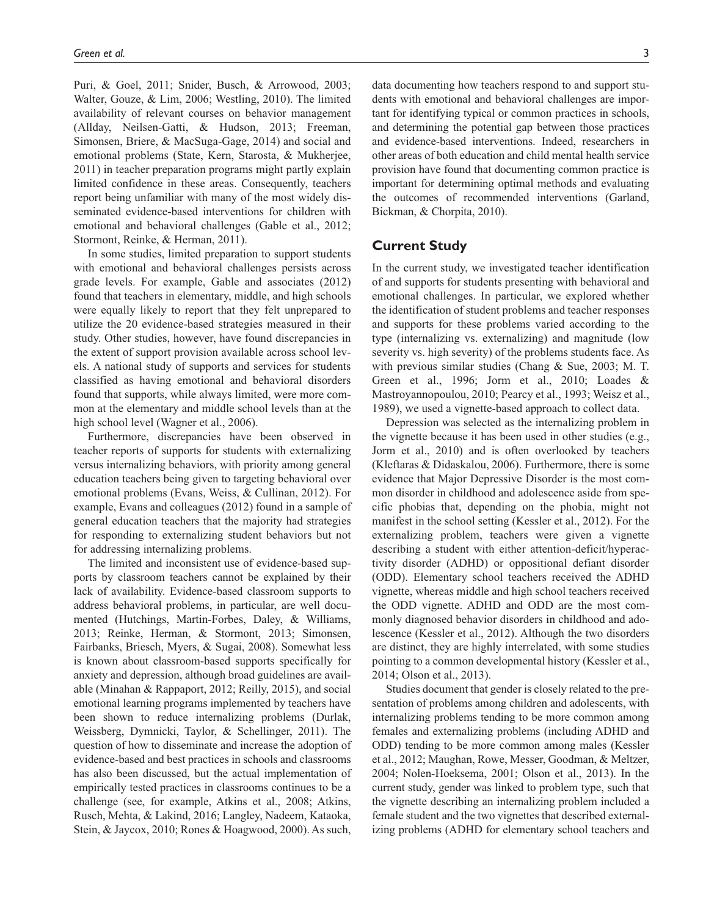Puri, & Goel, 2011; Snider, Busch, & Arrowood, 2003; Walter, Gouze, & Lim, 2006; Westling, 2010). The limited availability of relevant courses on behavior management (Allday, Neilsen-Gatti, & Hudson, 2013; Freeman, Simonsen, Briere, & MacSuga-Gage, 2014) and social and emotional problems (State, Kern, Starosta, & Mukherjee, 2011) in teacher preparation programs might partly explain limited confidence in these areas. Consequently, teachers report being unfamiliar with many of the most widely disseminated evidence-based interventions for children with emotional and behavioral challenges (Gable et al., 2012; Stormont, Reinke, & Herman, 2011).

In some studies, limited preparation to support students with emotional and behavioral challenges persists across grade levels. For example, Gable and associates (2012) found that teachers in elementary, middle, and high schools were equally likely to report that they felt unprepared to utilize the 20 evidence-based strategies measured in their study. Other studies, however, have found discrepancies in the extent of support provision available across school levels. A national study of supports and services for students classified as having emotional and behavioral disorders found that supports, while always limited, were more common at the elementary and middle school levels than at the high school level (Wagner et al., 2006).

Furthermore, discrepancies have been observed in teacher reports of supports for students with externalizing versus internalizing behaviors, with priority among general education teachers being given to targeting behavioral over emotional problems (Evans, Weiss, & Cullinan, 2012). For example, Evans and colleagues (2012) found in a sample of general education teachers that the majority had strategies for responding to externalizing student behaviors but not for addressing internalizing problems.

The limited and inconsistent use of evidence-based supports by classroom teachers cannot be explained by their lack of availability. Evidence-based classroom supports to address behavioral problems, in particular, are well documented (Hutchings, Martin-Forbes, Daley, & Williams, 2013; Reinke, Herman, & Stormont, 2013; Simonsen, Fairbanks, Briesch, Myers, & Sugai, 2008). Somewhat less is known about classroom-based supports specifically for anxiety and depression, although broad guidelines are available (Minahan & Rappaport, 2012; Reilly, 2015), and social emotional learning programs implemented by teachers have been shown to reduce internalizing problems (Durlak, Weissberg, Dymnicki, Taylor, & Schellinger, 2011). The question of how to disseminate and increase the adoption of evidence-based and best practices in schools and classrooms has also been discussed, but the actual implementation of empirically tested practices in classrooms continues to be a challenge (see, for example, Atkins et al., 2008; Atkins, Rusch, Mehta, & Lakind, 2016; Langley, Nadeem, Kataoka, Stein, & Jaycox, 2010; Rones & Hoagwood, 2000). As such, data documenting how teachers respond to and support students with emotional and behavioral challenges are important for identifying typical or common practices in schools, and determining the potential gap between those practices and evidence-based interventions. Indeed, researchers in other areas of both education and child mental health service provision have found that documenting common practice is important for determining optimal methods and evaluating the outcomes of recommended interventions (Garland, Bickman, & Chorpita, 2010).

## Current Study

In the current study, we investigated teacher identification of and supports for students presenting with behavioral and emotional challenges. In particular, we explored whether the identification of student problems and teacher responses and supports for these problems varied according to the type (internalizing vs. externalizing) and magnitude (low severity vs. high severity) of the problems students face. As with previous similar studies (Chang & Sue, 2003; M. T. Green et al., 1996; Jorm et al., 2010; Loades & Mastroyannopoulou, 2010; Pearcy et al., 1993; Weisz et al., 1989), we used a vignette-based approach to collect data.

Depression was selected as the internalizing problem in the vignette because it has been used in other studies (e.g., Jorm et al., 2010) and is often overlooked by teachers (Kleftaras & Didaskalou, 2006). Furthermore, there is some evidence that Major Depressive Disorder is the most common disorder in childhood and adolescence aside from specific phobias that, depending on the phobia, might not manifest in the school setting (Kessler et al., 2012). For the externalizing problem, teachers were given a vignette describing a student with either attention-deficit/hyperactivity disorder (ADHD) or oppositional defiant disorder (ODD). Elementary school teachers received the ADHD vignette, whereas middle and high school teachers received the ODD vignette. ADHD and ODD are the most commonly diagnosed behavior disorders in childhood and adolescence (Kessler et al., 2012). Although the two disorders are distinct, they are highly interrelated, with some studies pointing to a common developmental history (Kessler et al., 2014; Olson et al., 2013).

Studies document that gender is closely related to the presentation of problems among children and adolescents, with internalizing problems tending to be more common among females and externalizing problems (including ADHD and ODD) tending to be more common among males (Kessler et al., 2012; Maughan, Rowe, Messer, Goodman, & Meltzer, 2004; Nolen-Hoeksema, 2001; Olson et al., 2013). In the current study, gender was linked to problem type, such that the vignette describing an internalizing problem included a female student and the two vignettes that described externalizing problems (ADHD for elementary school teachers and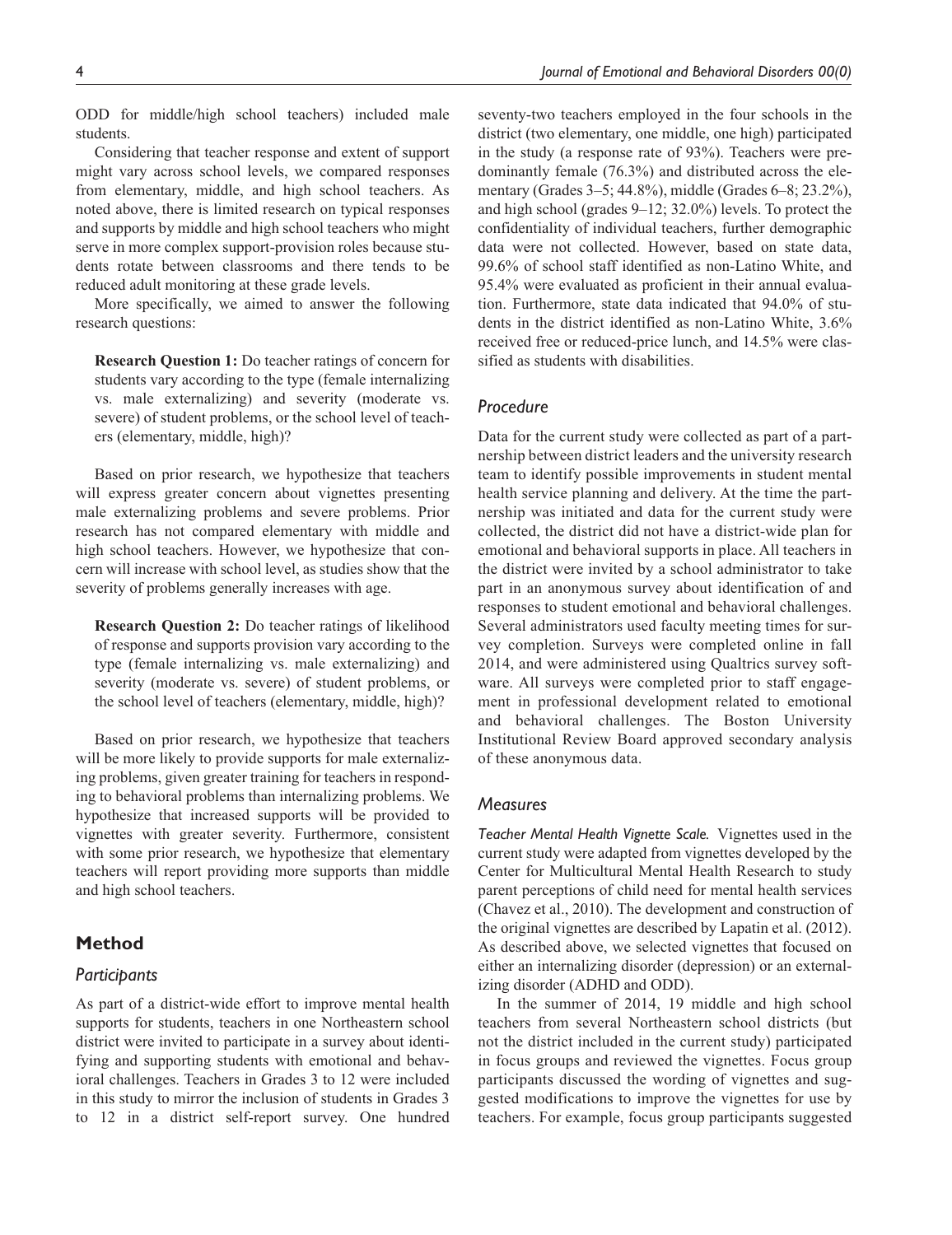ODD for middle/high school teachers) included male students.

Considering that teacher response and extent of support might vary across school levels, we compared responses from elementary, middle, and high school teachers. As noted above, there is limited research on typical responses and supports by middle and high school teachers who might serve in more complex support-provision roles because students rotate between classrooms and there tends to be reduced adult monitoring at these grade levels.

More specifically, we aimed to answer the following research questions:

**Research Question 1:** Do teacher ratings of concern for students vary according to the type (female internalizing vs. male externalizing) and severity (moderate vs. severe) of student problems, or the school level of teachers (elementary, middle, high)?

Based on prior research, we hypothesize that teachers will express greater concern about vignettes presenting male externalizing problems and severe problems. Prior research has not compared elementary with middle and high school teachers. However, we hypothesize that concern will increase with school level, as studies show that the severity of problems generally increases with age.

**Research Question 2:** Do teacher ratings of likelihood of response and supports provision vary according to the type (female internalizing vs. male externalizing) and severity (moderate vs. severe) of student problems, or the school level of teachers (elementary, middle, high)?

Based on prior research, we hypothesize that teachers will be more likely to provide supports for male externalizing problems, given greater training for teachers in responding to behavioral problems than internalizing problems. We hypothesize that increased supports will be provided to vignettes with greater severity. Furthermore, consistent with some prior research, we hypothesize that elementary teachers will report providing more supports than middle and high school teachers.

## Method

### Participants

As part of a district-wide effort to improve mental health supports for students, teachers in one Northeastern school district were invited to participate in a survey about identifying and supporting students with emotional and behavioral challenges. Teachers in Grades 3 to 12 were included in this study to mirror the inclusion of students in Grades 3 to 12 in a district self-report survey. One hundred seventy-two teachers employed in the four schools in the district (two elementary, one middle, one high) participated in the study (a response rate of 93%). Teachers were predominantly female (76.3%) and distributed across the elementary (Grades 3–5; 44.8%), middle (Grades 6–8; 23.2%), and high school (grades 9–12; 32.0%) levels. To protect the confidentiality of individual teachers, further demographic data were not collected. However, based on state data, 99.6% of school staff identified as non-Latino White, and 95.4% were evaluated as proficient in their annual evaluation. Furthermore, state data indicated that 94.0% of students in the district identified as non-Latino White, 3.6% received free or reduced-price lunch, and 14.5% were classified as students with disabilities.

### Procedure

Data for the current study were collected as part of a partnership between district leaders and the university research team to identify possible improvements in student mental health service planning and delivery. At the time the partnership was initiated and data for the current study were collected, the district did not have a district-wide plan for emotional and behavioral supports in place. All teachers in the district were invited by a school administrator to take part in an anonymous survey about identification of and responses to student emotional and behavioral challenges. Several administrators used faculty meeting times for survey completion. Surveys were completed online in fall 2014, and were administered using Qualtrics survey software. All surveys were completed prior to staff engagement in professional development related to emotional and behavioral challenges. The Boston University Institutional Review Board approved secondary analysis of these anonymous data.

### Measures

*Teacher Mental Health Vignette Scale.* Vignettes used in the current study were adapted from vignettes developed by the Center for Multicultural Mental Health Research to study parent perceptions of child need for mental health services (Chavez et al., 2010). The development and construction of the original vignettes are described by Lapatin et al. (2012). As described above, we selected vignettes that focused on either an internalizing disorder (depression) or an externalizing disorder (ADHD and ODD).

In the summer of 2014, 19 middle and high school teachers from several Northeastern school districts (but not the district included in the current study) participated in focus groups and reviewed the vignettes. Focus group participants discussed the wording of vignettes and suggested modifications to improve the vignettes for use by teachers. For example, focus group participants suggested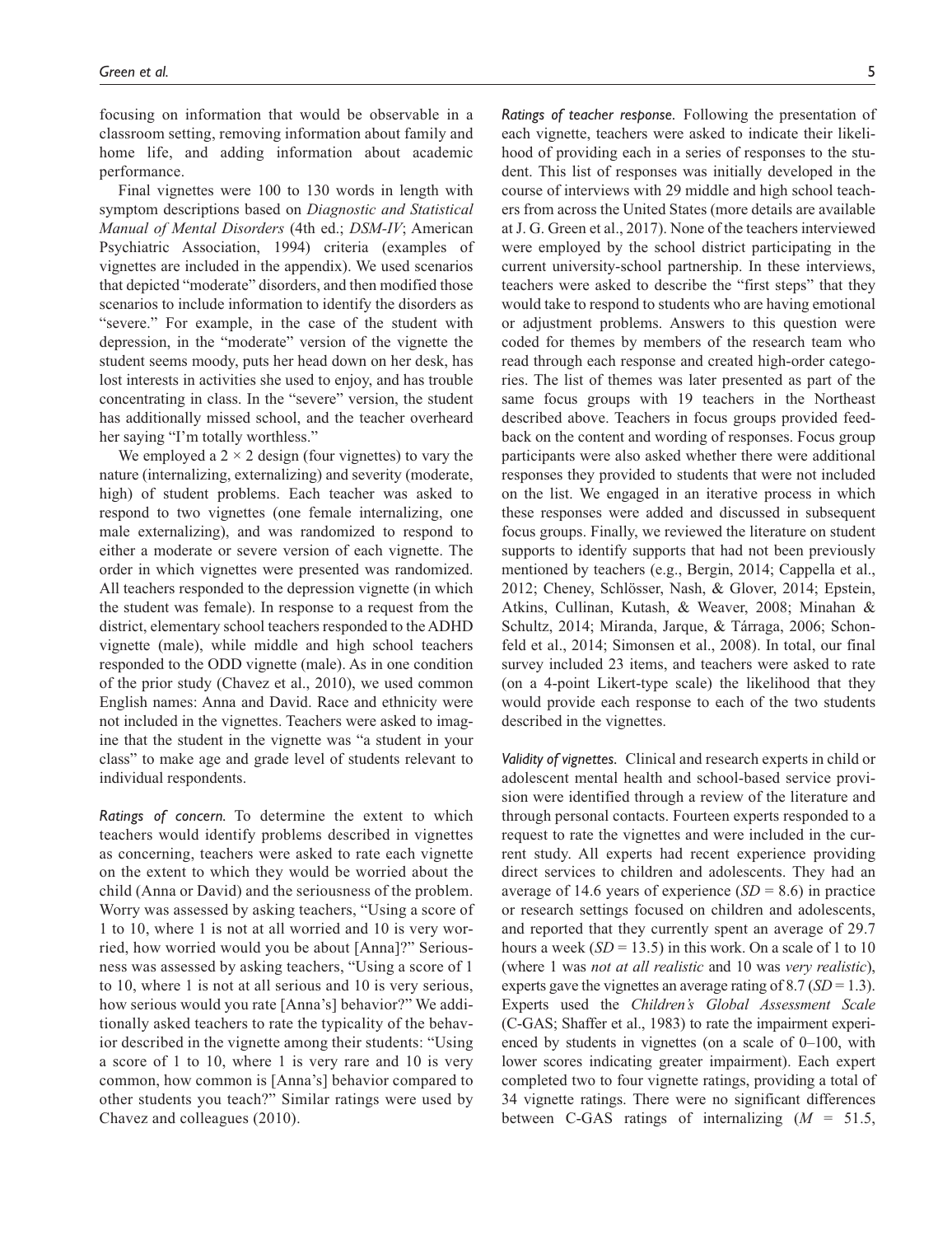focusing on information that would be observable in a classroom setting, removing information about family and home life, and adding information about academic performance.

Final vignettes were 100 to 130 words in length with symptom descriptions based on *Diagnostic and Statistical Manual of Mental Disorders* (4th ed.; *DSM-IV*; American Psychiatric Association, 1994) criteria (examples of vignettes are included in the appendix). We used scenarios that depicted "moderate" disorders, and then modified those scenarios to include information to identify the disorders as "severe." For example, in the case of the student with depression, in the "moderate" version of the vignette the student seems moody, puts her head down on her desk, has lost interests in activities she used to enjoy, and has trouble concentrating in class. In the "severe" version, the student has additionally missed school, and the teacher overheard her saying "I'm totally worthless."

We employed a $2 \times 2$ design (four vignettes) to vary the nature (internalizing, externalizing) and severity (moderate, high) of student problems. Each teacher was asked to respond to two vignettes (one female internalizing, one male externalizing), and was randomized to respond to either a moderate or severe version of each vignette. The order in which vignettes were presented was randomized. All teachers responded to the depression vignette (in which the student was female). In response to a request from the district, elementary school teachers responded to the ADHD vignette (male), while middle and high school teachers responded to the ODD vignette (male). As in one condition of the prior study (Chavez et al., 2010), we used common English names: Anna and David. Race and ethnicity were not included in the vignettes. Teachers were asked to imagine that the student in the vignette was "a student in your class" to make age and grade level of students relevant to individual respondents.

*Ratings of concern.* To determine the extent to which teachers would identify problems described in vignettes as concerning, teachers were asked to rate each vignette on the extent to which they would be worried about the child (Anna or David) and the seriousness of the problem. Worry was assessed by asking teachers, "Using a score of 1 to 10, where 1 is not at all worried and 10 is very worried, how worried would you be about [Anna]?" Seriousness was assessed by asking teachers, "Using a score of 1 to 10, where 1 is not at all serious and 10 is very serious, how serious would you rate [Anna's] behavior?" We additionally asked teachers to rate the typicality of the behavior described in the vignette among their students: "Using a score of 1 to 10, where 1 is very rare and 10 is very common, how common is [Anna's] behavior compared to other students you teach?" Similar ratings were used by Chavez and colleagues (2010).

*Ratings of teacher response.* Following the presentation of each vignette, teachers were asked to indicate their likelihood of providing each in a series of responses to the student. This list of responses was initially developed in the course of interviews with 29 middle and high school teachers from across the United States (more details are available at J. G. Green et al., 2017). None of the teachers interviewed were employed by the school district participating in the current university-school partnership. In these interviews, teachers were asked to describe the "first steps" that they would take to respond to students who are having emotional or adjustment problems. Answers to this question were coded for themes by members of the research team who read through each response and created high-order categories. The list of themes was later presented as part of the same focus groups with 19 teachers in the Northeast described above. Teachers in focus groups provided feedback on the content and wording of responses. Focus group participants were also asked whether there were additional responses they provided to students that were not included on the list. We engaged in an iterative process in which these responses were added and discussed in subsequent focus groups. Finally, we reviewed the literature on student supports to identify supports that had not been previously mentioned by teachers (e.g., Bergin, 2014; Cappella et al., 2012; Cheney, Schlösser, Nash, & Glover, 2014; Epstein, Atkins, Cullinan, Kutash, & Weaver, 2008; Minahan & Schultz, 2014; Miranda, Jarque, & Tárraga, 2006; Schonfeld et al., 2014; Simonsen et al., 2008). In total, our final survey included 23 items, and teachers were asked to rate (on a 4-point Likert-type scale) the likelihood that they would provide each response to each of the two students described in the vignettes.

*Validity of vignettes.* Clinical and research experts in child or adolescent mental health and school-based service provision were identified through a review of the literature and through personal contacts. Fourteen experts responded to a request to rate the vignettes and were included in the current study. All experts had recent experience providing direct services to children and adolescents. They had an average of 14.6 years of experience ($SD$ = 8.6) in practice or research settings focused on children and adolescents, and reported that they currently spent an average of 29.7 hours a week ($SD$ = 13.5) in this work. On a scale of 1 to 10 (where 1 was *not at all realistic* and 10 was *very realistic*), experts gave the vignettes an average rating of 8.7 ($SD$ = 1.3). Experts used the *Children's Global Assessment Scale* (C-GAS; Shaffer et al., 1983) to rate the impairment experienced by students in vignettes (on a scale of 0–100, with lower scores indicating greater impairment). Each expert completed two to four vignette ratings, providing a total of 34 vignette ratings. There were no significant differences between C-GAS ratings of internalizing ($M$ = 51.5,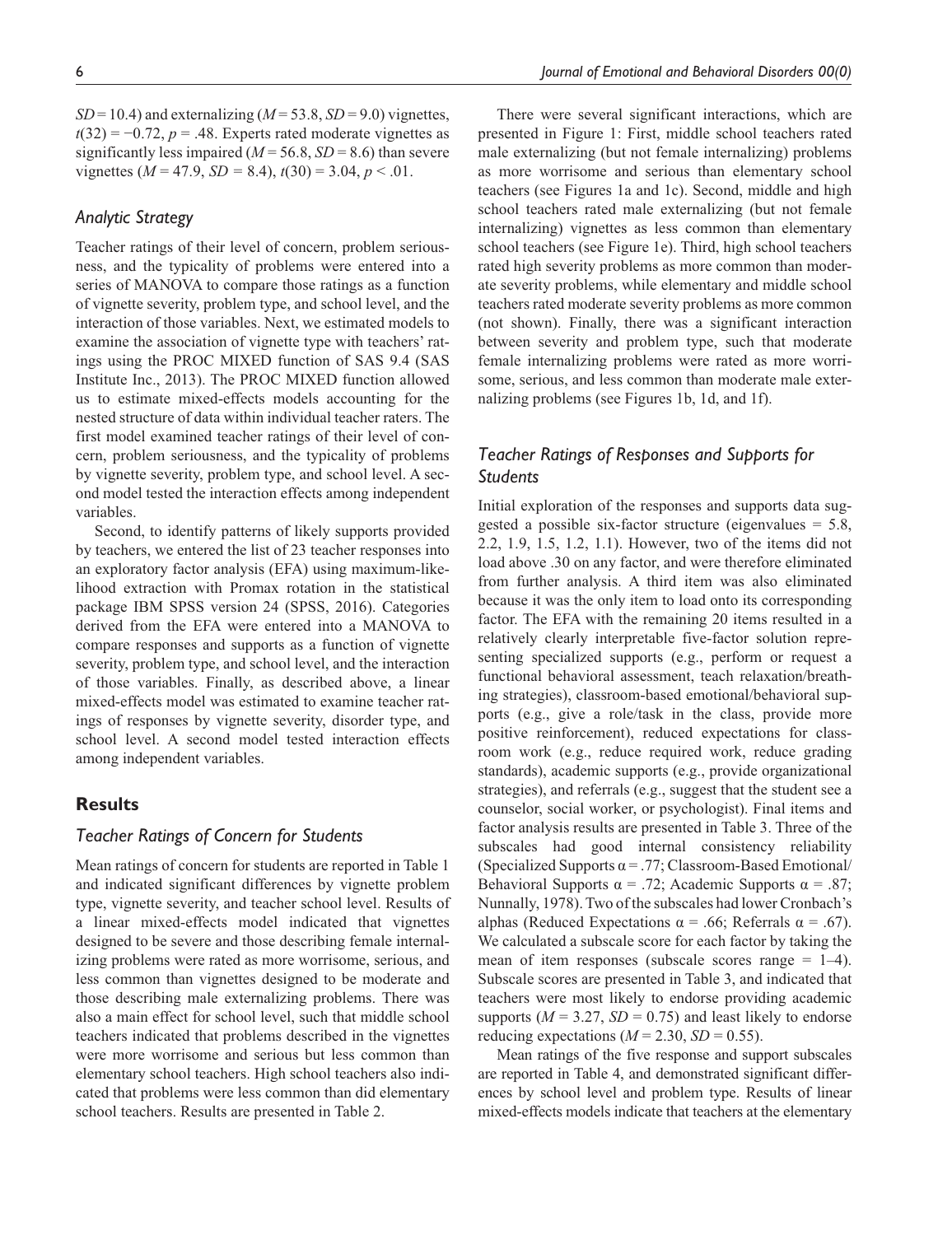$SD = 10.4$) and externalizing ($M = 53.8$, $SD = 9.0$) vignettes, $t(32) = −0.72$, $p = .48$. Experts rated moderate vignettes as significantly less impaired ($M = 56.8$, $SD = 8.6$) than severe vignettes ($M = 47.9$, $SD = 8.4$), $t(30) = 3.04$, $p < .01$.

### Analytic Strategy

Teacher ratings of their level of concern, problem seriousness, and the typicality of problems were entered into a series of MANOVA to compare those ratings as a function of vignette severity, problem type, and school level, and the interaction of those variables. Next, we estimated models to examine the association of vignette type with teachers' ratings using the PROC MIXED function of SAS 9.4 (SAS Institute Inc., 2013). The PROC MIXED function allowed us to estimate mixed-effects models accounting for the nested structure of data within individual teacher raters. The first model examined teacher ratings of their level of concern, problem seriousness, and the typicality of problems by vignette severity, problem type, and school level. A second model tested the interaction effects among independent variables.

Second, to identify patterns of likely supports provided by teachers, we entered the list of 23 teacher responses into an exploratory factor analysis (EFA) using maximum-likelihood extraction with Promax rotation in the statistical package IBM SPSS version 24 (SPSS, 2016). Categories derived from the EFA were entered into a MANOVA to compare responses and supports as a function of vignette severity, problem type, and school level, and the interaction of those variables. Finally, as described above, a linear mixed-effects model was estimated to examine teacher ratings of responses by vignette severity, disorder type, and school level. A second model tested interaction effects among independent variables.

## Results

### Teacher Ratings of Concern for Students

Mean ratings of concern for students are reported in Table 1 and indicated significant differences by vignette problem type, vignette severity, and teacher school level. Results of a linear mixed-effects model indicated that vignettes designed to be severe and those describing female internalizing problems were rated as more worrisome, serious, and less common than vignettes designed to be moderate and those describing male externalizing problems. There was also a main effect for school level, such that middle school teachers indicated that problems described in the vignettes were more worrisome and serious but less common than elementary school teachers. High school teachers also indicated that problems were less common than did elementary school teachers. Results are presented in Table 2.

There were several significant interactions, which are presented in Figure 1: First, middle school teachers rated male externalizing (but not female internalizing) problems as more worrisome and serious than elementary school teachers (see Figures 1a and 1c). Second, middle and high school teachers rated male externalizing (but not female internalizing) vignettes as less common than elementary school teachers (see Figure 1e). Third, high school teachers rated high severity problems as more common than moderate severity problems, while elementary and middle school teachers rated moderate severity problems as more common (not shown). Finally, there was a significant interaction between severity and problem type, such that moderate female internalizing problems were rated as more worrisome, serious, and less common than moderate male externalizing problems (see Figures 1b, 1d, and 1f).

### Teacher Ratings of Responses and Supports for Students

Initial exploration of the responses and supports data suggested a possible six-factor structure (eigenvalues = 5.8, 2.2, 1.9, 1.5, 1.2, 1.1). However, two of the items did not load above .30 on any factor, and were therefore eliminated from further analysis. A third item was also eliminated because it was the only item to load onto its corresponding factor. The EFA with the remaining 20 items resulted in a relatively clearly interpretable five-factor solution representing specialized supports (e.g., perform or request a functional behavioral assessment, teach relaxation/breathing strategies), classroom-based emotional/behavioral supports (e.g., give a role/task in the class, provide more positive reinforcement), reduced expectations for classroom work (e.g., reduce required work, reduce grading standards), academic supports (e.g., provide organizational strategies), and referrals (e.g., suggest that the student see a counselor, social worker, or psychologist). Final items and factor analysis results are presented in Table 3. Three of the subscales had good internal consistency reliability (Specialized Supports $\alpha = .77$; Classroom-Based Emotional/Behavioral Supports $\alpha = .72$; Academic Supports $\alpha = .87$; Nunnally, 1978). Two of the subscales had lower Cronbach's alphas (Reduced Expectations $\alpha = .66$; Referrals $\alpha = .67$). We calculated a subscale score for each factor by taking the mean of item responses (subscale scores range = 1–4). Subscale scores are presented in Table 3, and indicated that teachers were most likely to endorse providing academic supports ($M = 3.27$, $SD = 0.75$) and least likely to endorse reducing expectations ($M = 2.30$, $SD = 0.55$).

Mean ratings of the five response and support subscales are reported in Table 4, and demonstrated significant differences by school level and problem type. Results of linear mixed-effects models indicate that teachers at the elementary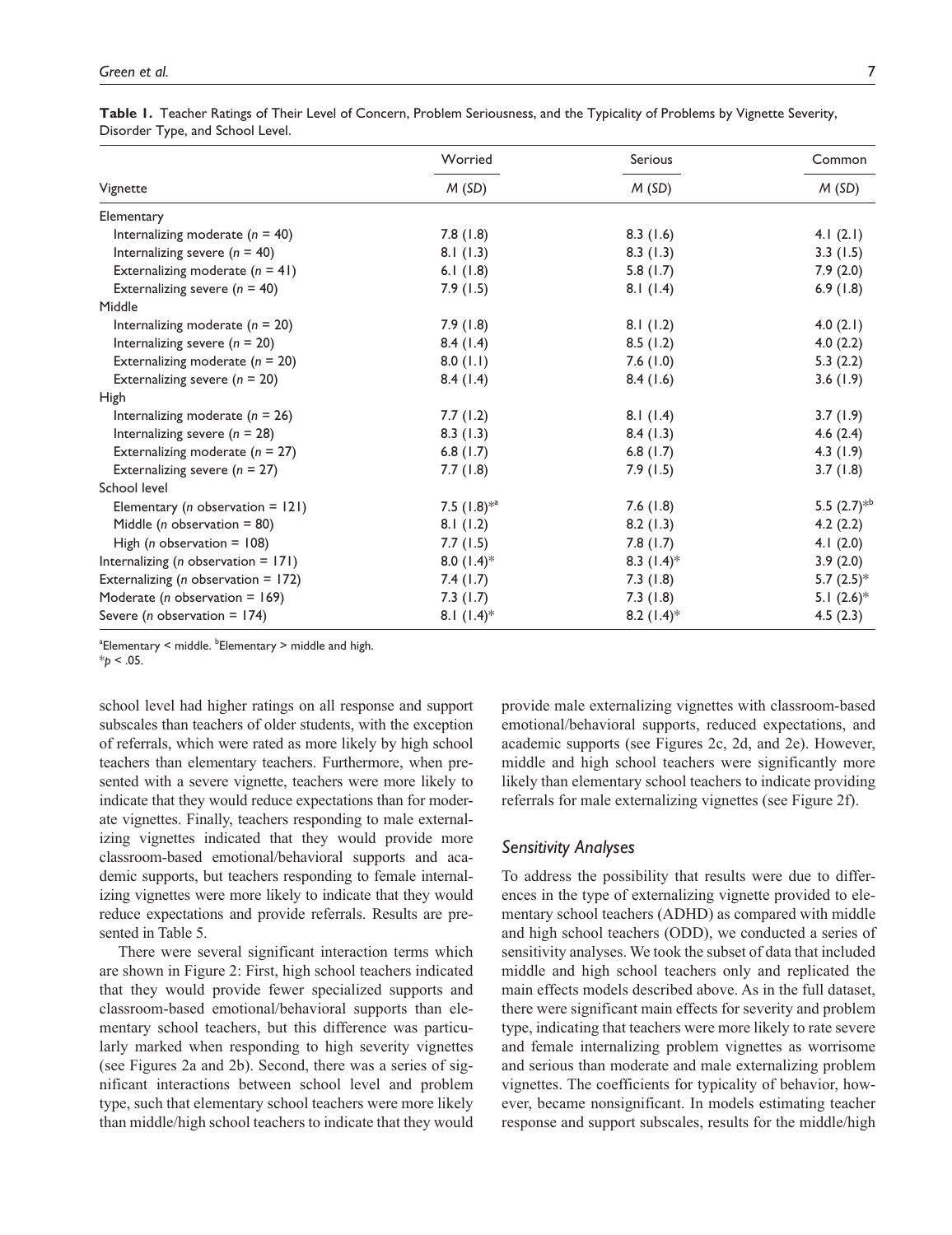**Table 1.** Teacher Ratings of Their Level of Concern, Problem Seriousness, and the Typicality of Problems by Vignette Severity, Disorder Type, and School Level.

| Vignette | Worried | Serious | Common |
|---|---|---|---|
| | *M* (*SD*) | *M* (*SD*) | *M* (*SD*) |
| Elementary | | | |
| Internalizing moderate (*n* = 40) | 7.8 (1.8) | 8.3 (1.6) | 4.1 (2.1) |
| Internalizing severe (*n* = 40) | 8.1 (1.3) | 8.3 (1.3) | 3.3 (1.5) |
| Externalizing moderate (*n* = 41) | 6.1 (1.8) | 5.8 (1.7) | 7.9 (2.0) |
| Externalizing severe (*n* = 40) | 7.9 (1.5) | 8.1 (1.4) | 6.9 (1.8) |
| Middle | | | |
| Internalizing moderate (*n* = 20) | 7.9 (1.8) | 8.1 (1.2) | 4.0 (2.1) |
| Internalizing severe (*n* = 20) | 8.4 (1.4) | 8.5 (1.2) | 4.0 (2.2) |
| Externalizing moderate (*n* = 20) | 8.0 (1.1) | 7.6 (1.0) | 5.3 (2.2) |
| Externalizing severe (*n* = 20) | 8.4 (1.4) | 8.4 (1.6) | 3.6 (1.9) |
| High | | | |
| Internalizing moderate (*n* = 26) | 7.7 (1.2) | 8.1 (1.4) | 3.7 (1.9) |
| Internalizing severe (*n* = 28) | 8.3 (1.3) | 8.4 (1.3) | 4.6 (2.4) |
| Externalizing moderate (*n* = 27) | 6.8 (1.7) | 6.8 (1.7) | 4.3 (1.9) |
| Externalizing severe (*n* = 27) | 7.7 (1.8) | 7.9 (1.5) | 3.7 (1.8) |
| School level | | | |
| Elementary (*n* observation = 121) | 7.5 (1.8)*[a] | 7.6 (1.8) | 5.5 (2.7)*[b] |
| Middle (*n* observation = 80) | 8.1 (1.2) | 8.2 (1.3) | 4.2 (2.2) |
| High (*n* observation = 108) | 7.7 (1.5) | 7.8 (1.7) | 4.1 (2.0) |
| Internalizing (*n* observation = 171) | 8.0 (1.4)* | 8.3 (1.4)* | 3.9 (2.0) |
| Externalizing (*n* observation = 172) | 7.4 (1.7) | 7.3 (1.8) | 5.7 (2.5)* |
| Moderate (*n* observation = 169) | 7.3 (1.7) | 7.3 (1.8) | 5.1 (2.6)* |
| Severe (*n* observation = 174) | 8.1 (1.4)* | 8.2 (1.4)* | 4.5 (2.3) |

[a]Elementary < middle. [b]Elementary > middle and high.
*$p < .05$.

school level had higher ratings on all response and support subscales than teachers of older students, with the exception of referrals, which were rated as more likely by high school teachers than elementary teachers. Furthermore, when presented with a severe vignette, teachers were more likely to indicate that they would reduce expectations than for moderate vignettes. Finally, teachers responding to male externalizing vignettes indicated that they would provide more classroom-based emotional/behavioral supports and academic supports, but teachers responding to female internalizing vignettes were more likely to indicate that they would reduce expectations and provide referrals. Results are presented in Table 5.

There were several significant interaction terms which are shown in Figure 2: First, high school teachers indicated that they would provide fewer specialized supports and classroom-based emotional/behavioral supports than elementary school teachers, but this difference was particularly marked when responding to high severity vignettes (see Figures 2a and 2b). Second, there was a series of significant interactions between school level and problem type, such that elementary school teachers were more likely than middle/high school teachers to indicate that they would provide male externalizing vignettes with classroom-based emotional/behavioral supports, reduced expectations, and academic supports (see Figures 2c, 2d, and 2e). However, middle and high school teachers were significantly more likely than elementary school teachers to indicate providing referrals for male externalizing vignettes (see Figure 2f).

### Sensitivity Analyses

To address the possibility that results were due to differences in the type of externalizing vignette provided to elementary school teachers (ADHD) as compared with middle and high school teachers (ODD), we conducted a series of sensitivity analyses. We took the subset of data that included middle and high school teachers only and replicated the main effects models described above. As in the full dataset, there were significant main effects for severity and problem type, indicating that teachers were more likely to rate severe and female internalizing problem vignettes as worrisome and serious than moderate and male externalizing problem vignettes. The coefficients for typicality of behavior, however, became nonsignificant. In models estimating teacher response and support subscales, results for the middle/high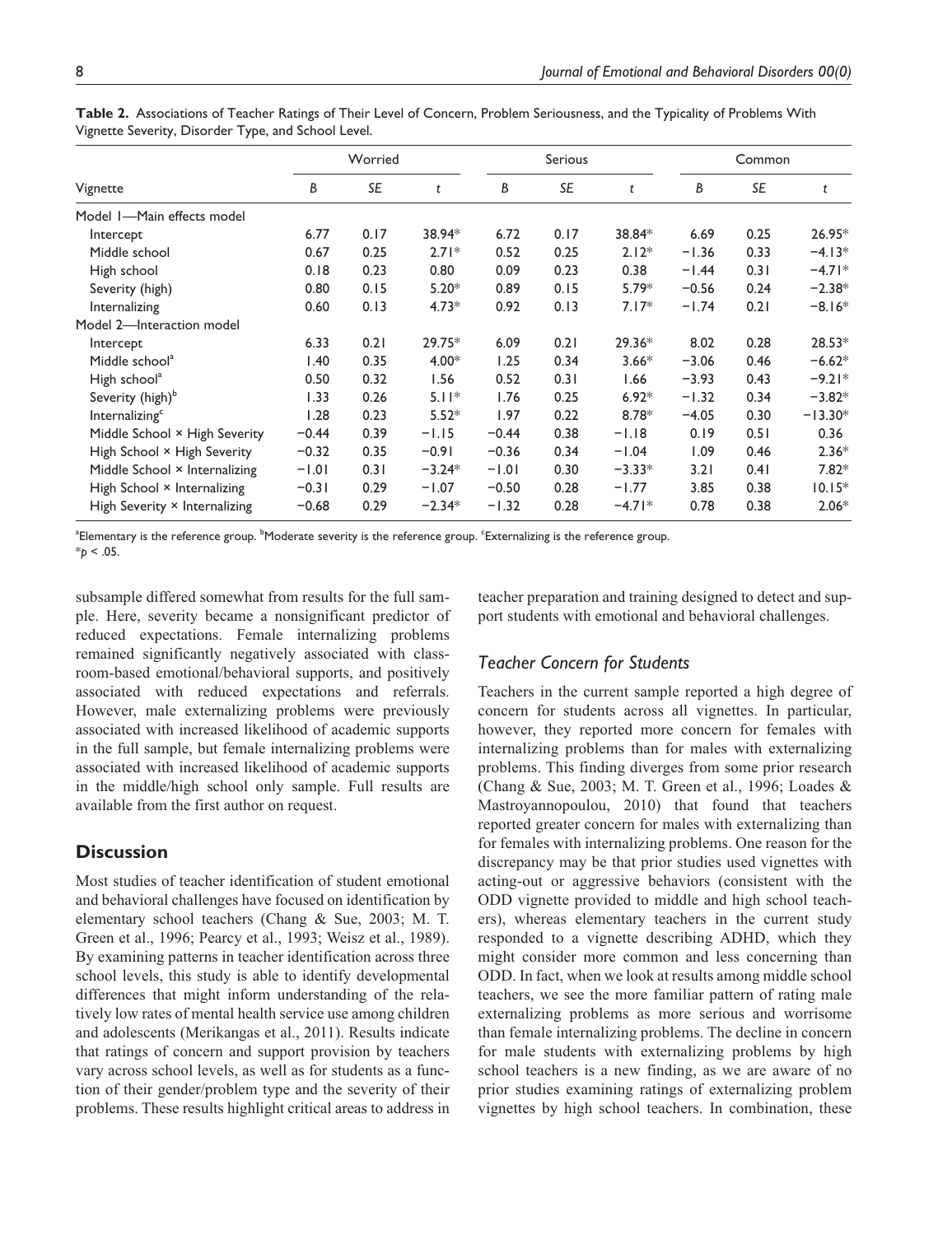**Table 2.** Associations of Teacher Ratings of Their Level of Concern, Problem Seriousness, and the Typicality of Problems With Vignette Severity, Disorder Type, and School Level.

| Vignette | Worried | | | Serious | | | Common | | |
|---|---|---|---|---|---|---|---|---|---|
| | *B* | *SE* | *t* | *B* | *SE* | *t* | *B* | *SE* | *t* |
| Model 1—Main effects model | | | | | | | | | |
| Intercept | 6.77 | 0.17 | 38.94* | 6.72 | 0.17 | 38.84* | 6.69 | 0.25 | 26.95* |
| Middle school | 0.67 | 0.25 | 2.71* | 0.52 | 0.25 | 2.12* | −1.36 | 0.33 | −4.13* |
| High school | 0.18 | 0.23 | 0.80 | 0.09 | 0.23 | 0.38 | −1.44 | 0.31 | −4.71* |
| Severity (high) | 0.80 | 0.15 | 5.20* | 0.89 | 0.15 | 5.79* | −0.56 | 0.24 | −2.38* |
| Internalizing | 0.60 | 0.13 | 4.73* | 0.92 | 0.13 | 7.17* | −1.74 | 0.21 | −8.16* |
| Model 2—Interaction model | | | | | | | | | |
| Intercept | 6.33 | 0.21 | 29.75* | 6.09 | 0.21 | 29.36* | 8.02 | 0.28 | 28.53* |
| Middle school[a] | 1.40 | 0.35 | 4.00* | 1.25 | 0.34 | 3.66* | −3.06 | 0.46 | −6.62* |
| High school[a] | 0.50 | 0.32 | 1.56 | 0.52 | 0.31 | 1.66 | −3.93 | 0.43 | −9.21* |
| Severity (high)[b] | 1.33 | 0.26 | 5.11* | 1.76 | 0.25 | 6.92* | −1.32 | 0.34 | −3.82* |
| Internalizing[c] | 1.28 | 0.23 | 5.52* | 1.97 | 0.22 | 8.78* | −4.05 | 0.30 | −13.30* |
| Middle School × High Severity | −0.44 | 0.39 | −1.15 | −0.44 | 0.38 | −1.18 | 0.19 | 0.51 | 0.36 |
| High School × High Severity | −0.32 | 0.35 | −0.91 | −0.36 | 0.34 | −1.04 | 1.09 | 0.46 | 2.36* |
| Middle School × Internalizing | −1.01 | 0.31 | −3.24* | −1.01 | 0.30 | −3.33* | 3.21 | 0.41 | 7.82* |
| High School × Internalizing | −0.31 | 0.29 | −1.07 | −0.50 | 0.28 | −1.77 | 3.85 | 0.38 | 10.15* |
| High Severity × Internalizing | −0.68 | 0.29 | −2.34* | −1.32 | 0.28 | −4.71* | 0.78 | 0.38 | 2.06* |

[a]Elementary is the reference group. [b]Moderate severity is the reference group. [c]Externalizing is the reference group.
*$p < .05$.

subsample differed somewhat from results for the full sample. Here, severity became a nonsignificant predictor of reduced expectations. Female internalizing problems remained significantly negatively associated with classroom-based emotional/behavioral supports, and positively associated with reduced expectations and referrals. However, male externalizing problems were previously associated with increased likelihood of academic supports in the full sample, but female internalizing problems were associated with increased likelihood of academic supports in the middle/high school only sample. Full results are available from the first author on request.

## Discussion

Most studies of teacher identification of student emotional and behavioral challenges have focused on identification by elementary school teachers (Chang & Sue, 2003; M. T. Green et al., 1996; Pearcy et al., 1993; Weisz et al., 1989). By examining patterns in teacher identification across three school levels, this study is able to identify developmental differences that might inform understanding of the relatively low rates of mental health service use among children and adolescents (Merikangas et al., 2011). Results indicate that ratings of concern and support provision by teachers vary across school levels, as well as for students as a function of their gender/problem type and the severity of their problems. These results highlight critical areas to address in teacher preparation and training designed to detect and support students with emotional and behavioral challenges.

### *Teacher Concern for Students*

Teachers in the current sample reported a high degree of concern for students across all vignettes. In particular, however, they reported more concern for females with internalizing problems than for males with externalizing problems. This finding diverges from some prior research (Chang & Sue, 2003; M. T. Green et al., 1996; Loades & Mastroyannopoulou, 2010) that found that teachers reported greater concern for males with externalizing than for females with internalizing problems. One reason for the discrepancy may be that prior studies used vignettes with acting-out or aggressive behaviors (consistent with the ODD vignette provided to middle and high school teachers), whereas elementary teachers in the current study responded to a vignette describing ADHD, which they might consider more common and less concerning than ODD. In fact, when we look at results among middle school teachers, we see the more familiar pattern of rating male externalizing problems as more serious and worrisome than female internalizing problems. The decline in concern for male students with externalizing problems by high school teachers is a new finding, as we are aware of no prior studies examining ratings of externalizing problem vignettes by high school teachers. In combination, these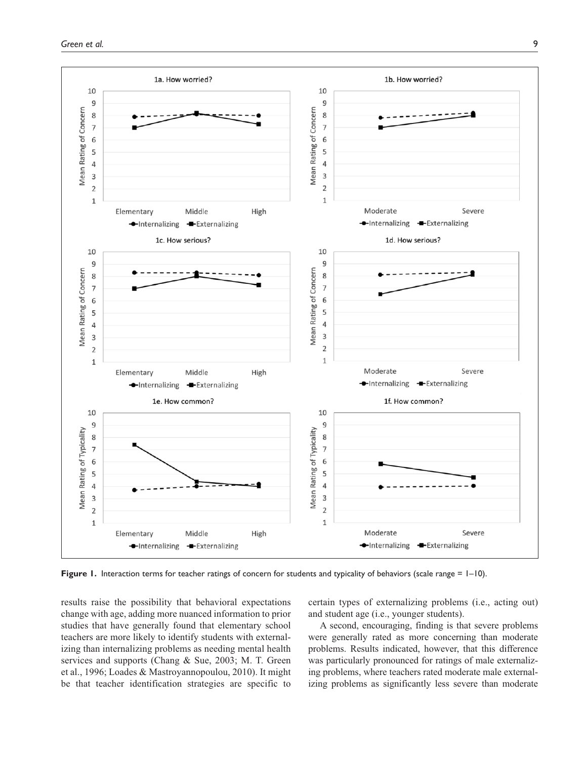**Figure 1.** Interaction terms for teacher ratings of concern for students and typicality of behaviors (scale range = 1–10).

results raise the possibility that behavioral expectations change with age, adding more nuanced information to prior studies that have generally found that elementary school teachers are more likely to identify students with externalizing than internalizing problems as needing mental health services and supports (Chang & Sue, 2003; M. T. Green et al., 1996; Loades & Mastroyannopoulou, 2010). It might be that teacher identification strategies are specific to certain types of externalizing problems (i.e., acting out) and student age (i.e., younger students).

A second, encouraging, finding is that severe problems were generally rated as more concerning than moderate problems. Results indicated, however, that this difference was particularly pronounced for ratings of male externalizing problems, where teachers rated moderate male externalizing problems as significantly less severe than moderate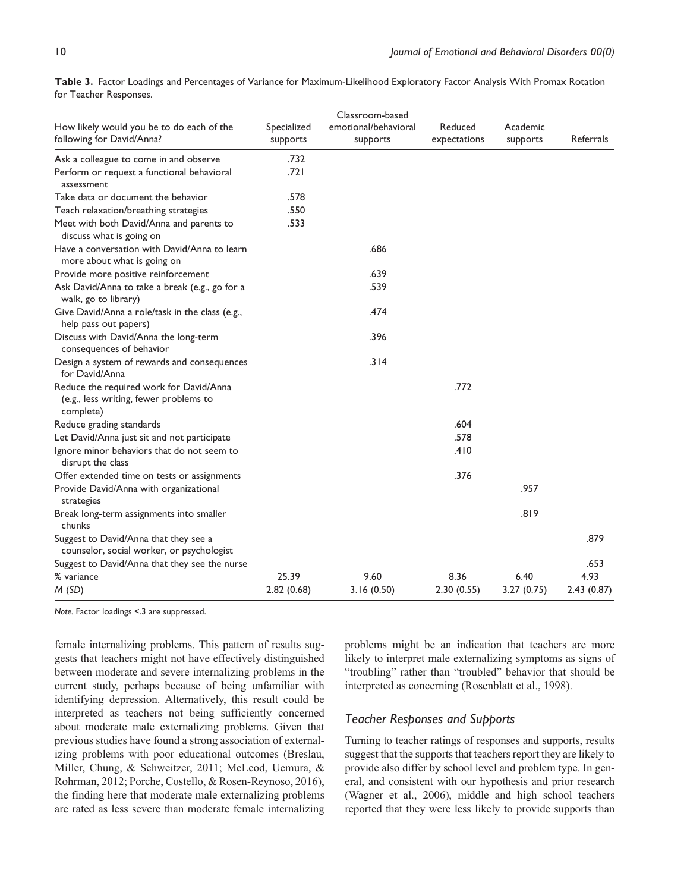**Table 3.** Factor Loadings and Percentages of Variance for Maximum-Likelihood Exploratory Factor Analysis With Promax Rotation for Teacher Responses.

| How likely would you be to do each of the following for David/Anna? | Specialized supports | Classroom-based emotional/behavioral supports | Reduced expectations | Academic supports | Referrals |
|---|---|---|---|---|---|
| Ask a colleague to come in and observe | .732 | | | | |
| Perform or request a functional behavioral assessment | .721 | | | | |
| Take data or document the behavior | .578 | | | | |
| Teach relaxation/breathing strategies | .550 | | | | |
| Meet with both David/Anna and parents to discuss what is going on | .533 | | | | |
| Have a conversation with David/Anna to learn more about what is going on | | .686 | | | |
| Provide more positive reinforcement | | .639 | | | |
| Ask David/Anna to take a break (e.g., go for a walk, go to library) | | .539 | | | |
| Give David/Anna a role/task in the class (e.g., help pass out papers) | | .474 | | | |
| Discuss with David/Anna the long-term consequences of behavior | | .396 | | | |
| Design a system of rewards and consequences for David/Anna | | .314 | | | |
| Reduce the required work for David/Anna (e.g., less writing, fewer problems to complete) | | | .772 | | |
| Reduce grading standards | | | .604 | | |
| Let David/Anna just sit and not participate | | | .578 | | |
| Ignore minor behaviors that do not seem to disrupt the class | | | .410 | | |
| Offer extended time on tests or assignments | | | .376 | | |
| Provide David/Anna with organizational strategies | | | | .957 | |
| Break long-term assignments into smaller chunks | | | | .819 | |
| Suggest to David/Anna that they see a counselor, social worker, or psychologist | | | | | .879 |
| Suggest to David/Anna that they see the nurse | | | | | .653 |
| % variance | 25.39 | 9.60 | 8.36 | 6.40 | 4.93 |
| *M* (*SD*) | 2.82 (0.68) | 3.16 (0.50) | 2.30 (0.55) | 3.27 (0.75) | 2.43 (0.87) |

*Note.* Factor loadings <.3 are suppressed.

female internalizing problems. This pattern of results suggests that teachers might not have effectively distinguished between moderate and severe internalizing problems in the current study, perhaps because of being unfamiliar with identifying depression. Alternatively, this result could be interpreted as teachers not being sufficiently concerned about moderate male externalizing problems. Given that previous studies have found a strong association of externalizing problems with poor educational outcomes (Breslau, Miller, Chung, & Schweitzer, 2011; McLeod, Uemura, & Rohrman, 2012; Porche, Costello, & Rosen-Reynoso, 2016), the finding here that moderate male externalizing problems are rated as less severe than moderate female internalizing problems might be an indication that teachers are more likely to interpret male externalizing symptoms as signs of "troubling" rather than "troubled" behavior that should be interpreted as concerning (Rosenblatt et al., 1998).

### *Teacher Responses and Supports*

Turning to teacher ratings of responses and supports, results suggest that the supports that teachers report they are likely to provide also differ by school level and problem type. In general, and consistent with our hypothesis and prior research (Wagner et al., 2006), middle and high school teachers reported that they were less likely to provide supports than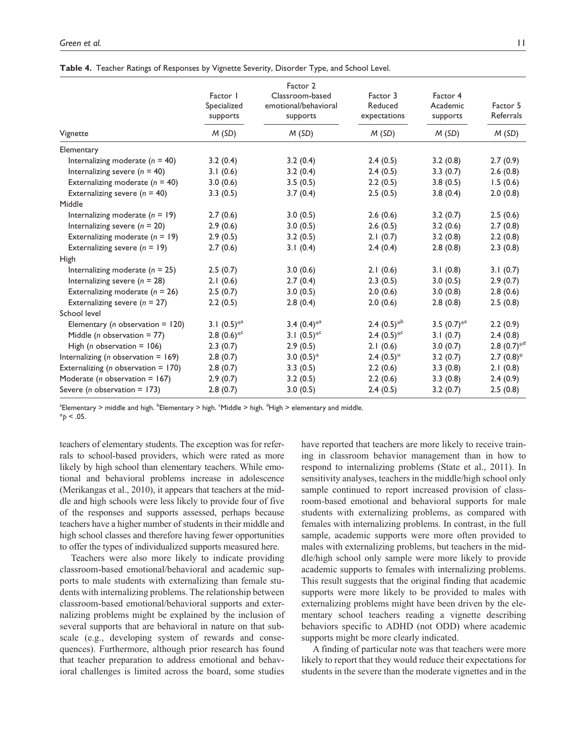**Table 4.** Teacher Ratings of Responses by Vignette Severity, Disorder Type, and School Level.

| Vignette | Factor 1 Specialized supports | Factor 2 Classroom-based emotional/behavioral supports | Factor 3 Reduced expectations | Factor 4 Academic supports | Factor 5 Referrals |
|---|---|---|---|---|---|
| | *M* (*SD*) | *M* (*SD*) | *M* (*SD*) | *M* (*SD*) | *M* (*SD*) |
| Elementary | | | | | |
| Internalizing moderate (*n* = 40) | 3.2 (0.4) | 3.2 (0.4) | 2.4 (0.5) | 3.2 (0.8) | 2.7 (0.9) |
| Internalizing severe (*n* = 40) | 3.1 (0.6) | 3.2 (0.4) | 2.4 (0.5) | 3.3 (0.7) | 2.6 (0.8) |
| Externalizing moderate (*n* = 40) | 3.0 (0.6) | 3.5 (0.5) | 2.2 (0.5) | 3.8 (0.5) | 1.5 (0.6) |
| Externalizing severe (*n* = 40) | 3.3 (0.5) | 3.7 (0.4) | 2.5 (0.5) | 3.8 (0.4) | 2.0 (0.8) |
| Middle | | | | | |
| Internalizing moderate (*n* = 19) | 2.7 (0.6) | 3.0 (0.5) | 2.6 (0.6) | 3.2 (0.7) | 2.5 (0.6) |
| Internalizing severe (*n* = 20) | 2.9 (0.6) | 3.0 (0.5) | 2.6 (0.5) | 3.2 (0.6) | 2.7 (0.8) |
| Externalizing moderate (*n* = 19) | 2.9 (0.5) | 3.2 (0.5) | 2.1 (0.7) | 3.2 (0.8) | 2.2 (0.8) |
| Externalizing severe (*n* = 19) | 2.7 (0.6) | 3.1 (0.4) | 2.4 (0.4) | 2.8 (0.8) | 2.3 (0.8) |
| High | | | | | |
| Internalizing moderate (*n* = 25) | 2.5 (0.7) | 3.0 (0.6) | 2.1 (0.6) | 3.1 (0.8) | 3.1 (0.7) |
| Internalizing severe (*n* = 28) | 2.1 (0.6) | 2.7 (0.4) | 2.3 (0.5) | 3.0 (0.5) | 2.9 (0.7) |
| Externalizing moderate (*n* = 26) | 2.5 (0.7) | 3.0 (0.5) | 2.0 (0.6) | 3.0 (0.8) | 2.8 (0.6) |
| Externalizing severe (*n* = 27) | 2.2 (0.5) | 2.8 (0.4) | 2.0 (0.6) | 2.8 (0.8) | 2.5 (0.8) |
| School level | | | | | |
| Elementary (*n* observation = 120) | 3.1 (0.5)*[a] | 3.4 (0.4)*[a] | 2.4 (0.5)*[b] | 3.5 (0.7)*[a] | 2.2 (0.9) |
| Middle (*n* observation = 77) | 2.8 (0.6)*[c] | 3.1 (0.5)*[c] | 2.4 (0.5)*[c] | 3.1 (0.7) | 2.4 (0.8) |
| High (*n* observation = 106) | 2.3 (0.7) | 2.9 (0.5) | 2.1 (0.6) | 3.0 (0.7) | 2.8 (0.7)*[d] |
| Internalizing (*n* observation = 169) | 2.8 (0.7) | 3.0 (0.5)* | 2.4 (0.5)* | 3.2 (0.7) | 2.7 (0.8)* |
| Externalizing (*n* observation = 170) | 2.8 (0.7) | 3.3 (0.5) | 2.2 (0.6) | 3.3 (0.8) | 2.1 (0.8) |
| Moderate (*n* observation = 167) | 2.9 (0.7) | 3.2 (0.5) | 2.2 (0.6) | 3.3 (0.8) | 2.4 (0.9) |
| Severe (*n* observation = 173) | 2.8 (0.7) | 3.0 (0.5) | 2.4 (0.5) | 3.2 (0.7) | 2.5 (0.8) |

[a]Elementary > middle and high. [b]Elementary > high. [c]Middle > high. [d]High > elementary and middle.
*$p < .05$.

teachers of elementary students. The exception was for referrals to school-based providers, which were rated as more likely by high school than elementary teachers. While emotional and behavioral problems increase in adolescence (Merikangas et al., 2010), it appears that teachers at the middle and high schools were less likely to provide four of five of the responses and supports assessed, perhaps because teachers have a higher number of students in their middle and high school classes and therefore having fewer opportunities to offer the types of individualized supports measured here.

Teachers were also more likely to indicate providing classroom-based emotional/behavioral and academic supports to male students with externalizing than female students with internalizing problems. The relationship between classroom-based emotional/behavioral supports and externalizing problems might be explained by the inclusion of several supports that are behavioral in nature on that subscale (e.g., developing system of rewards and consequences). Furthermore, although prior research has found that teacher preparation to address emotional and behavioral challenges is limited across the board, some studies have reported that teachers are more likely to receive training in classroom behavior management than in how to respond to internalizing problems (State et al., 2011). In sensitivity analyses, teachers in the middle/high school only sample continued to report increased provision of classroom-based emotional and behavioral supports for male students with externalizing problems, as compared with females with internalizing problems. In contrast, in the full sample, academic supports were more often provided to males with externalizing problems, but teachers in the middle/high school only sample were more likely to provide academic supports to females with internalizing problems. This result suggests that the original finding that academic supports were more likely to be provided to males with externalizing problems might have been driven by the elementary school teachers reading a vignette describing behaviors specific to ADHD (not ODD) where academic supports might be more clearly indicated.

A finding of particular note was that teachers were more likely to report that they would reduce their expectations for students in the severe than the moderate vignettes and in the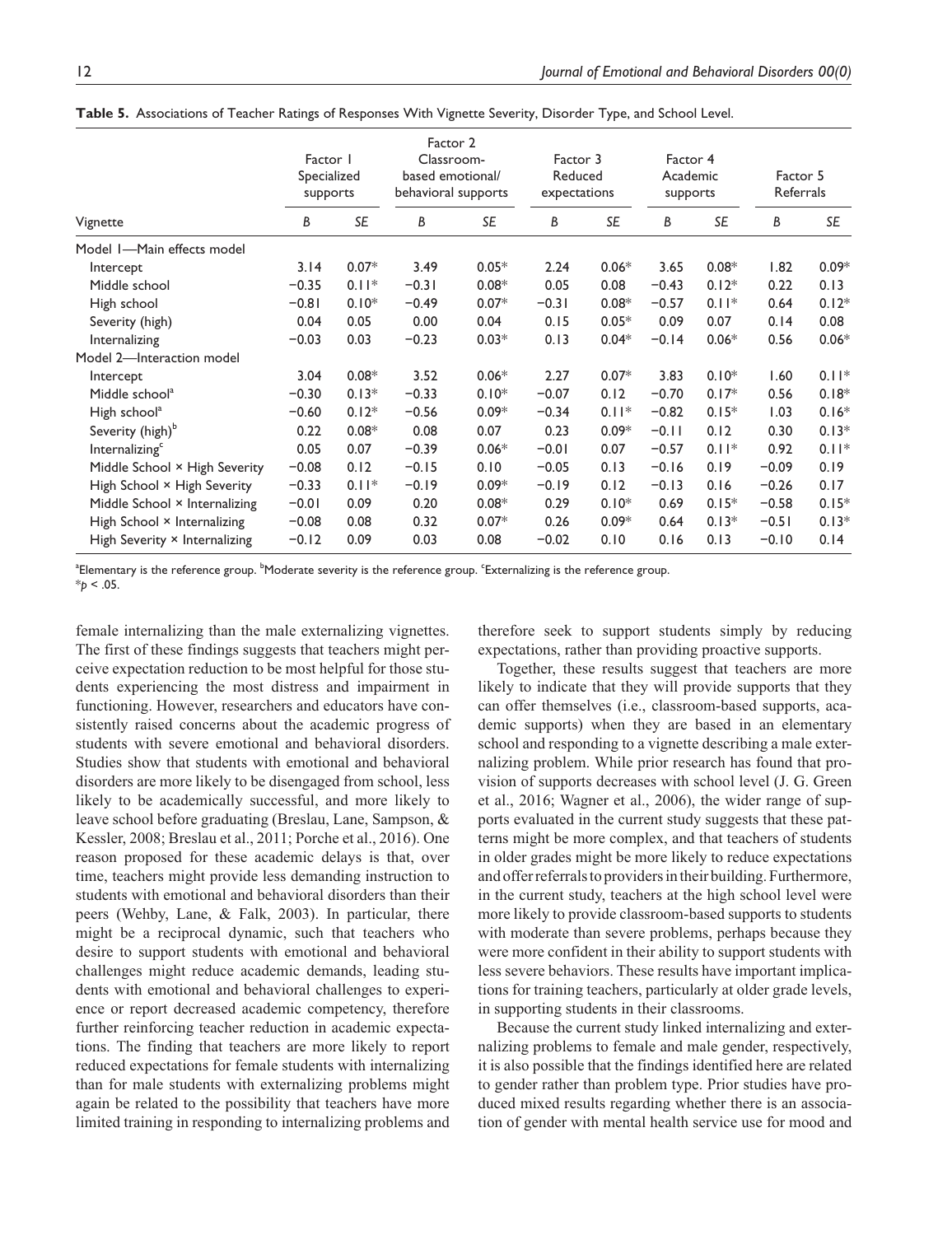**Table 5.** Associations of Teacher Ratings of Responses With Vignette Severity, Disorder Type, and School Level.

| Vignette | Factor 1 Specialized supports | | Factor 2 Classroom-based emotional/behavioral supports | | Factor 3 Reduced expectations | | Factor 4 Academic supports | | Factor 5 Referrals | |
|---|---|---|---|---|---|---|---|---|---|---|
| | *B* | *SE* | *B* | *SE* | *B* | *SE* | *B* | *SE* | *B* | *SE* |
| Model 1—Main effects model | | | | | | | | | | |
| Intercept | 3.14 | 0.07* | 3.49 | 0.05* | 2.24 | 0.06* | 3.65 | 0.08* | 1.82 | 0.09* |
| Middle school | −0.35 | 0.11* | −0.31 | 0.08* | 0.05 | 0.08 | −0.43 | 0.12* | 0.22 | 0.13 |
| High school | −0.81 | 0.10* | −0.49 | 0.07* | −0.31 | 0.08* | −0.57 | 0.11* | 0.64 | 0.12* |
| Severity (high) | 0.04 | 0.05 | 0.00 | 0.04 | 0.15 | 0.05* | 0.09 | 0.07 | 0.14 | 0.08 |
| Internalizing | −0.03 | 0.03 | −0.23 | 0.03* | 0.13 | 0.04* | −0.14 | 0.06* | 0.56 | 0.06* |
| Model 2—Interaction model | | | | | | | | | | |
| Intercept | 3.04 | 0.08* | 3.52 | 0.06* | 2.27 | 0.07* | 3.83 | 0.10* | 1.60 | 0.11* |
| Middle school[a] | −0.30 | 0.13* | −0.33 | 0.10* | −0.07 | 0.12 | −0.70 | 0.17* | 0.56 | 0.18* |
| High school[a] | −0.60 | 0.12* | −0.56 | 0.09* | −0.34 | 0.11* | −0.82 | 0.15* | 1.03 | 0.16* |
| Severity (high)[b] | 0.22 | 0.08* | 0.08 | 0.07 | 0.23 | 0.09* | −0.11 | 0.12 | 0.30 | 0.13* |
| Internalizing[c] | 0.05 | 0.07 | −0.39 | 0.06* | −0.01 | 0.07 | −0.57 | 0.11* | 0.92 | 0.11* |
| Middle School × High Severity | −0.08 | 0.12 | −0.15 | 0.10 | −0.05 | 0.13 | −0.16 | 0.19 | −0.09 | 0.19 |
| High School × High Severity | −0.33 | 0.11* | −0.19 | 0.09* | −0.19 | 0.12 | −0.13 | 0.16 | −0.26 | 0.17 |
| Middle School × Internalizing | −0.01 | 0.09 | 0.20 | 0.08* | 0.29 | 0.10* | 0.69 | 0.15* | −0.58 | 0.15* |
| High School × Internalizing | −0.08 | 0.08 | 0.32 | 0.07* | 0.26 | 0.09* | 0.64 | 0.13* | −0.51 | 0.13* |
| High Severity × Internalizing | −0.12 | 0.09 | 0.03 | 0.08 | −0.02 | 0.10 | 0.16 | 0.13 | −0.10 | 0.14 |

[a]Elementary is the reference group. [b]Moderate severity is the reference group. [c]Externalizing is the reference group.
*$p < .05$.

female internalizing than the male externalizing vignettes. The first of these findings suggests that teachers might perceive expectation reduction to be most helpful for those students experiencing the most distress and impairment in functioning. However, researchers and educators have consistently raised concerns about the academic progress of students with severe emotional and behavioral disorders. Studies show that students with emotional and behavioral disorders are more likely to be disengaged from school, less likely to be academically successful, and more likely to leave school before graduating (Breslau, Lane, Sampson, & Kessler, 2008; Breslau et al., 2011; Porche et al., 2016). One reason proposed for these academic delays is that, over time, teachers might provide less demanding instruction to students with emotional and behavioral disorders than their peers (Wehby, Lane, & Falk, 2003). In particular, there might be a reciprocal dynamic, such that teachers who desire to support students with emotional and behavioral challenges might reduce academic demands, leading students with emotional and behavioral challenges to experience or report decreased academic competency, therefore further reinforcing teacher reduction in academic expectations. The finding that teachers are more likely to report reduced expectations for female students with internalizing than for male students with externalizing problems might again be related to the possibility that teachers have more limited training in responding to internalizing problems and therefore seek to support students simply by reducing expectations, rather than providing proactive supports.

Together, these results suggest that teachers are more likely to indicate that they will provide supports that they can offer themselves (i.e., classroom-based supports, academic supports) when they are based in an elementary school and responding to a vignette describing a male externalizing problem. While prior research has found that provision of supports decreases with school level (J. G. Green et al., 2016; Wagner et al., 2006), the wider range of supports evaluated in the current study suggests that these patterns might be more complex, and that teachers of students in older grades might be more likely to reduce expectations and offer referrals to providers in their building. Furthermore, in the current study, teachers at the high school level were more likely to provide classroom-based supports to students with moderate than severe problems, perhaps because they were more confident in their ability to support students with less severe behaviors. These results have important implications for training teachers, particularly at older grade levels, in supporting students in their classrooms.

Because the current study linked internalizing and externalizing problems to female and male gender, respectively, it is also possible that the findings identified here are related to gender rather than problem type. Prior studies have produced mixed results regarding whether there is an association of gender with mental health service use for mood and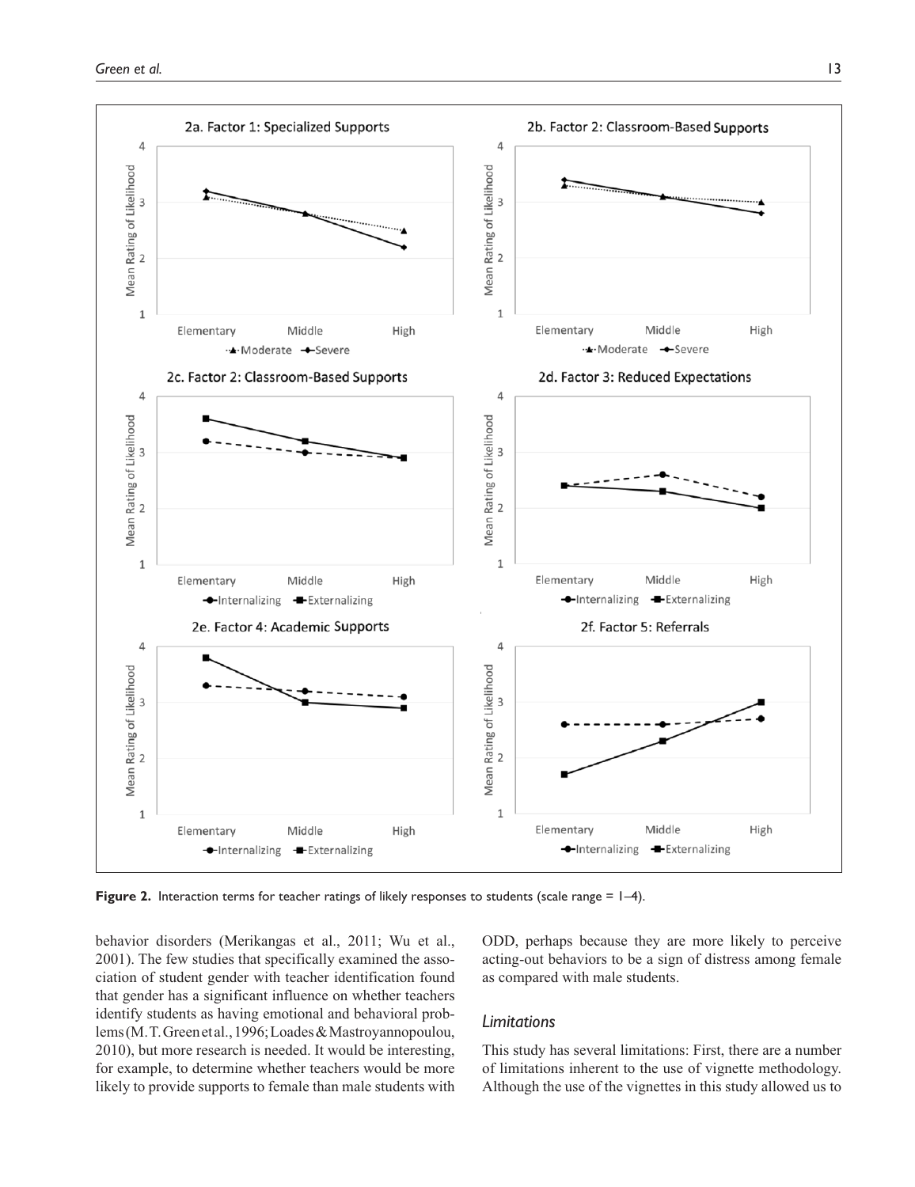Figure 2. Interaction terms for teacher ratings of likely responses to students (scale range = 1–4).

behavior disorders (Merikangas et al., 2011; Wu et al., 2001). The few studies that specifically examined the association of student gender with teacher identification found that gender has a significant influence on whether teachers identify students as having emotional and behavioral problems (M. T. Green et al., 1996; Loades & Mastroyannopoulou, 2010), but more research is needed. It would be interesting, for example, to determine whether teachers would be more likely to provide supports to female than male students with ODD, perhaps because they are more likely to perceive acting-out behaviors to be a sign of distress among female as compared with male students.

### *Limitations*

This study has several limitations: First, there are a number of limitations inherent to the use of vignette methodology. Although the use of the vignettes in this study allowed us to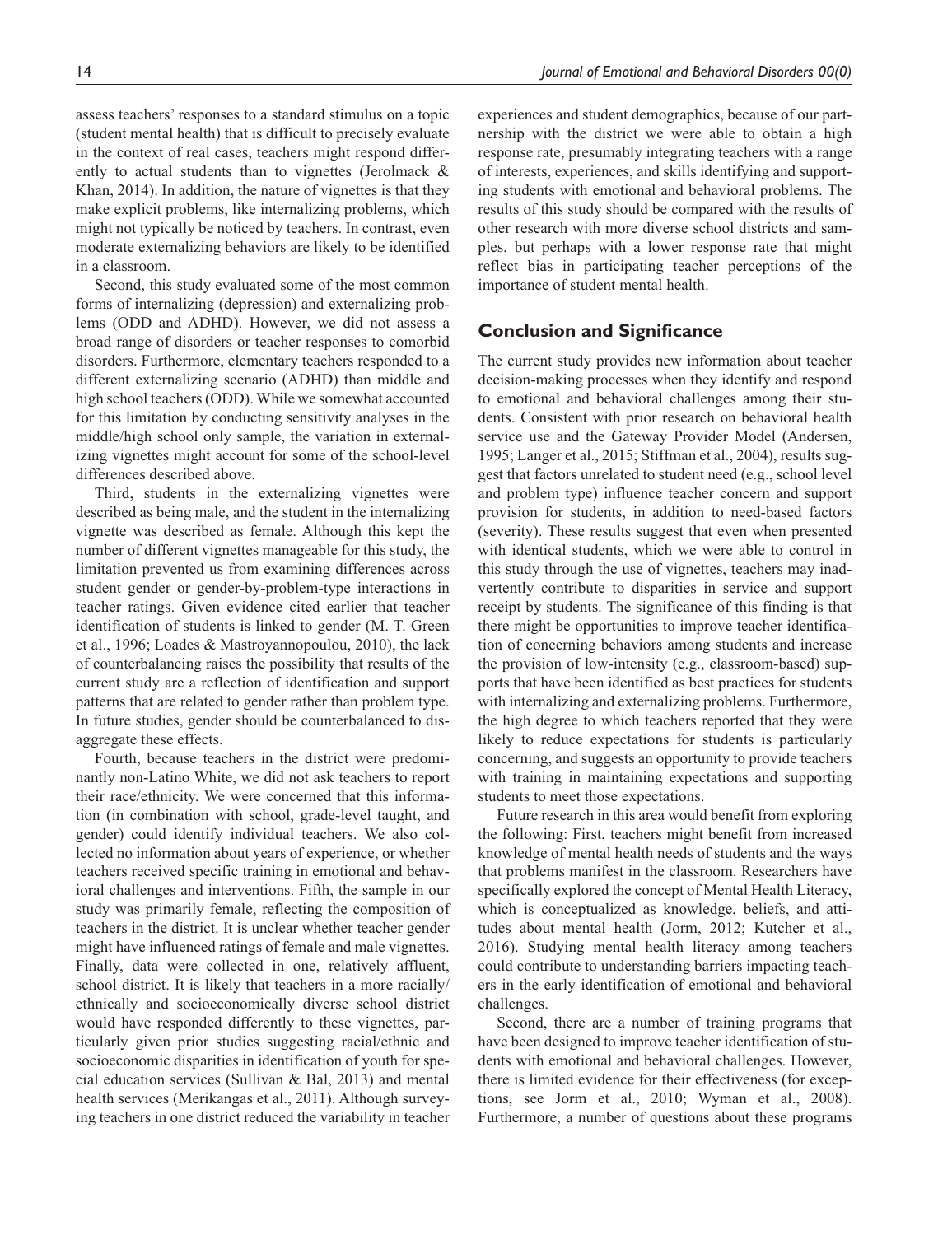assess teachers' responses to a standard stimulus on a topic (student mental health) that is difficult to precisely evaluate in the context of real cases, teachers might respond differently to actual students than to vignettes (Jerolmack & Khan, 2014). In addition, the nature of vignettes is that they make explicit problems, like internalizing problems, which might not typically be noticed by teachers. In contrast, even moderate externalizing behaviors are likely to be identified in a classroom.

Second, this study evaluated some of the most common forms of internalizing (depression) and externalizing problems (ODD and ADHD). However, we did not assess a broad range of disorders or teacher responses to comorbid disorders. Furthermore, elementary teachers responded to a different externalizing scenario (ADHD) than middle and high school teachers (ODD). While we somewhat accounted for this limitation by conducting sensitivity analyses in the middle/high school only sample, the variation in externalizing vignettes might account for some of the school-level differences described above.

Third, students in the externalizing vignettes were described as being male, and the student in the internalizing vignette was described as female. Although this kept the number of different vignettes manageable for this study, the limitation prevented us from examining differences across student gender or gender-by-problem-type interactions in teacher ratings. Given evidence cited earlier that teacher identification of students is linked to gender (M. T. Green et al., 1996; Loades & Mastroyannopoulou, 2010), the lack of counterbalancing raises the possibility that results of the current study are a reflection of identification and support patterns that are related to gender rather than problem type. In future studies, gender should be counterbalanced to disaggregate these effects.

Fourth, because teachers in the district were predominantly non-Latino White, we did not ask teachers to report their race/ethnicity. We were concerned that this information (in combination with school, grade-level taught, and gender) could identify individual teachers. We also collected no information about years of experience, or whether teachers received specific training in emotional and behavioral challenges and interventions. Fifth, the sample in our study was primarily female, reflecting the composition of teachers in the district. It is unclear whether teacher gender might have influenced ratings of female and male vignettes. Finally, data were collected in one, relatively affluent, school district. It is likely that teachers in a more racially/ethnically and socioeconomically diverse school district would have responded differently to these vignettes, particularly given prior studies suggesting racial/ethnic and socioeconomic disparities in identification of youth for special education services (Sullivan & Bal, 2013) and mental health services (Merikangas et al., 2011). Although surveying teachers in one district reduced the variability in teacher experiences and student demographics, because of our partnership with the district we were able to obtain a high response rate, presumably integrating teachers with a range of interests, experiences, and skills identifying and supporting students with emotional and behavioral problems. The results of this study should be compared with the results of other research with more diverse school districts and samples, but perhaps with a lower response rate that might reflect bias in participating teacher perceptions of the importance of student mental health.

## Conclusion and Significance

The current study provides new information about teacher decision-making processes when they identify and respond to emotional and behavioral challenges among their students. Consistent with prior research on behavioral health service use and the Gateway Provider Model (Andersen, 1995; Langer et al., 2015; Stiffman et al., 2004), results suggest that factors unrelated to student need (e.g., school level and problem type) influence teacher concern and support provision for students, in addition to need-based factors (severity). These results suggest that even when presented with identical students, which we were able to control in this study through the use of vignettes, teachers may inadvertently contribute to disparities in service and support receipt by students. The significance of this finding is that there might be opportunities to improve teacher identification of concerning behaviors among students and increase the provision of low-intensity (e.g., classroom-based) supports that have been identified as best practices for students with internalizing and externalizing problems. Furthermore, the high degree to which teachers reported that they were likely to reduce expectations for students is particularly concerning, and suggests an opportunity to provide teachers with training in maintaining expectations and supporting students to meet those expectations.

Future research in this area would benefit from exploring the following: First, teachers might benefit from increased knowledge of mental health needs of students and the ways that problems manifest in the classroom. Researchers have specifically explored the concept of Mental Health Literacy, which is conceptualized as knowledge, beliefs, and attitudes about mental health (Jorm, 2012; Kutcher et al., 2016). Studying mental health literacy among teachers could contribute to understanding barriers impacting teachers in the early identification of emotional and behavioral challenges.

Second, there are a number of training programs that have been designed to improve teacher identification of students with emotional and behavioral challenges. However, there is limited evidence for their effectiveness (for exceptions, see Jorm et al., 2010; Wyman et al., 2008). Furthermore, a number of questions about these programs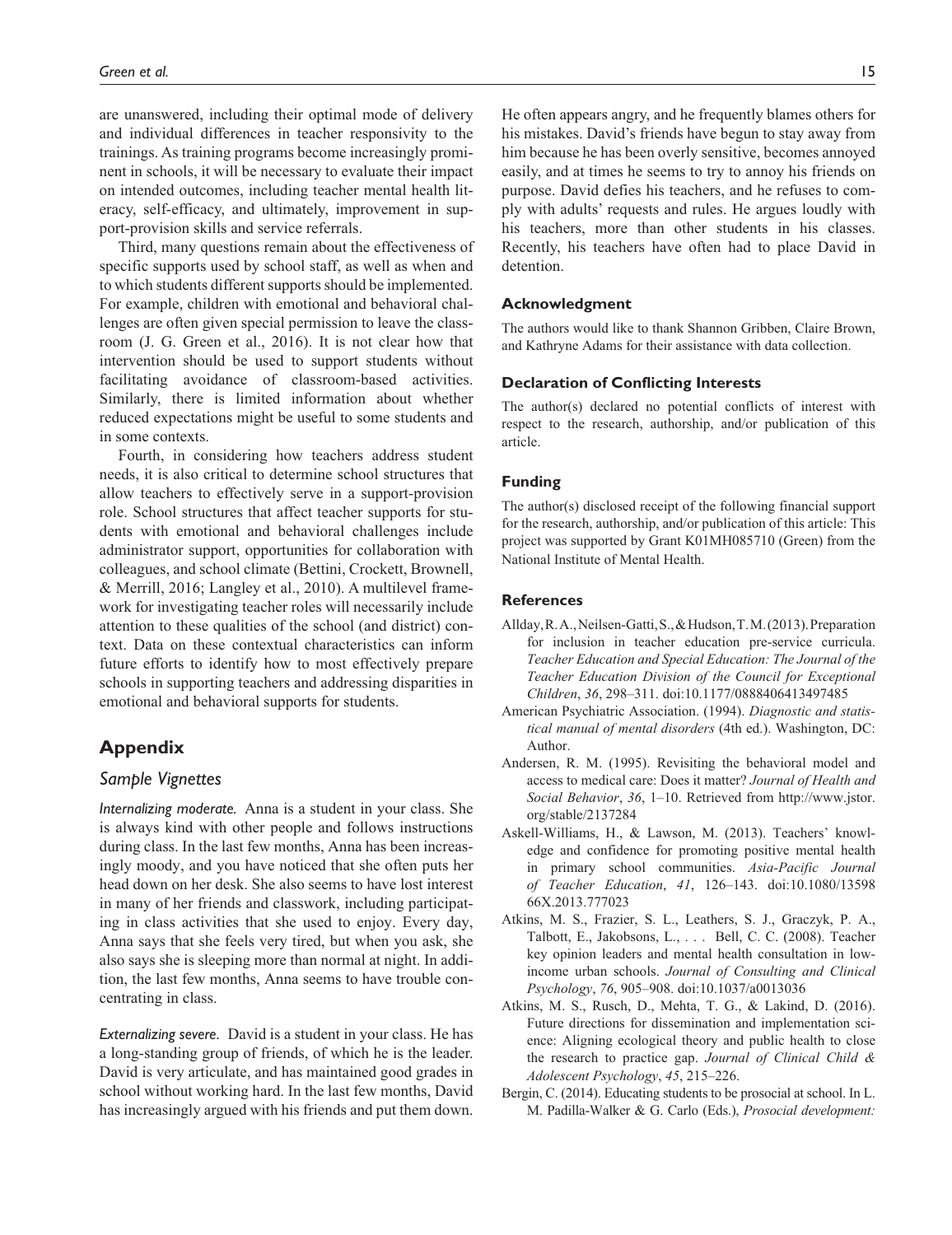are unanswered, including their optimal mode of delivery and individual differences in teacher responsivity to the trainings. As training programs become increasingly prominent in schools, it will be necessary to evaluate their impact on intended outcomes, including teacher mental health literacy, self-efficacy, and ultimately, improvement in support-provision skills and service referrals.

Third, many questions remain about the effectiveness of specific supports used by school staff, as well as when and to which students different supports should be implemented. For example, children with emotional and behavioral challenges are often given special permission to leave the classroom (J. G. Green et al., 2016). It is not clear how that intervention should be used to support students without facilitating avoidance of classroom-based activities. Similarly, there is limited information about whether reduced expectations might be useful to some students and in some contexts.

Fourth, in considering how teachers address student needs, it is also critical to determine school structures that allow teachers to effectively serve in a support-provision role. School structures that affect teacher supports for students with emotional and behavioral challenges include administrator support, opportunities for collaboration with colleagues, and school climate (Bettini, Crockett, Brownell, & Merrill, 2016; Langley et al., 2010). A multilevel framework for investigating teacher roles will necessarily include attention to these qualities of the school (and district) context. Data on these contextual characteristics can inform future efforts to identify how to most effectively prepare schools in supporting teachers and addressing disparities in emotional and behavioral supports for students.

## Appendix

### Sample Vignettes

*Internalizing moderate.* Anna is a student in your class. She is always kind with other people and follows instructions during class. In the last few months, Anna has been increasingly moody, and you have noticed that she often puts her head down on her desk. She also seems to have lost interest in many of her friends and classwork, including participating in class activities that she used to enjoy. Every day, Anna says that she feels very tired, but when you ask, she also says she is sleeping more than normal at night. In addition, the last few months, Anna seems to have trouble concentrating in class.

*Externalizing severe.* David is a student in your class. He has a long-standing group of friends, of which he is the leader. David is very articulate, and has maintained good grades in school without working hard. In the last few months, David has increasingly argued with his friends and put them down. He often appears angry, and he frequently blames others for his mistakes. David's friends have begun to stay away from him because he has been overly sensitive, becomes annoyed easily, and at times he seems to try to annoy his friends on purpose. David defies his teachers, and he refuses to comply with adults' requests and rules. He argues loudly with his teachers, more than other students in his classes. Recently, his teachers have often had to place David in detention.

## Acknowledgment

The authors would like to thank Shannon Gribben, Claire Brown, and Kathryne Adams for their assistance with data collection.

## Declaration of Conflicting Interests

The author(s) declared no potential conflicts of interest with respect to the research, authorship, and/or publication of this article.

## Funding

The author(s) disclosed receipt of the following financial support for the research, authorship, and/or publication of this article: This project was supported by Grant K01MH085710 (Green) from the National Institute of Mental Health.

## References

Allday, R. A., Neilsen-Gatti, S., & Hudson, T. M. (2013). Preparation for inclusion in teacher education pre-service curricula. *Teacher Education and Special Education: The Journal of the Teacher Education Division of the Council for Exceptional Children*, *36*, 298–311. doi:10.1177/0888406413497485

American Psychiatric Association. (1994). *Diagnostic and statistical manual of mental disorders* (4th ed.). Washington, DC: Author.

Andersen, R. M. (1995). Revisiting the behavioral model and access to medical care: Does it matter? *Journal of Health and Social Behavior*, *36*, 1–10. Retrieved from http://www.jstor.org/stable/2137284

Askell-Williams, H., & Lawson, M. (2013). Teachers' knowledge and confidence for promoting positive mental health in primary school communities. *Asia-Pacific Journal of Teacher Education*, *41*, 126–143. doi:10.1080/1359866X.2013.777023

Atkins, M. S., Frazier, S. L., Leathers, S. J., Graczyk, P. A., Talbott, E., Jakobsons, L., . . . Bell, C. C. (2008). Teacher key opinion leaders and mental health consultation in low-income urban schools. *Journal of Consulting and Clinical Psychology*, *76*, 905–908. doi:10.1037/a0013036

Atkins, M. S., Rusch, D., Mehta, T. G., & Lakind, D. (2016). Future directions for dissemination and implementation science: Aligning ecological theory and public health to close the research to practice gap. *Journal of Clinical Child & Adolescent Psychology*, *45*, 215–226.

Bergin, C. (2014). Educating students to be prosocial at school. In L. M. Padilla-Walker & G. Carlo (Eds.), *Prosocial development:*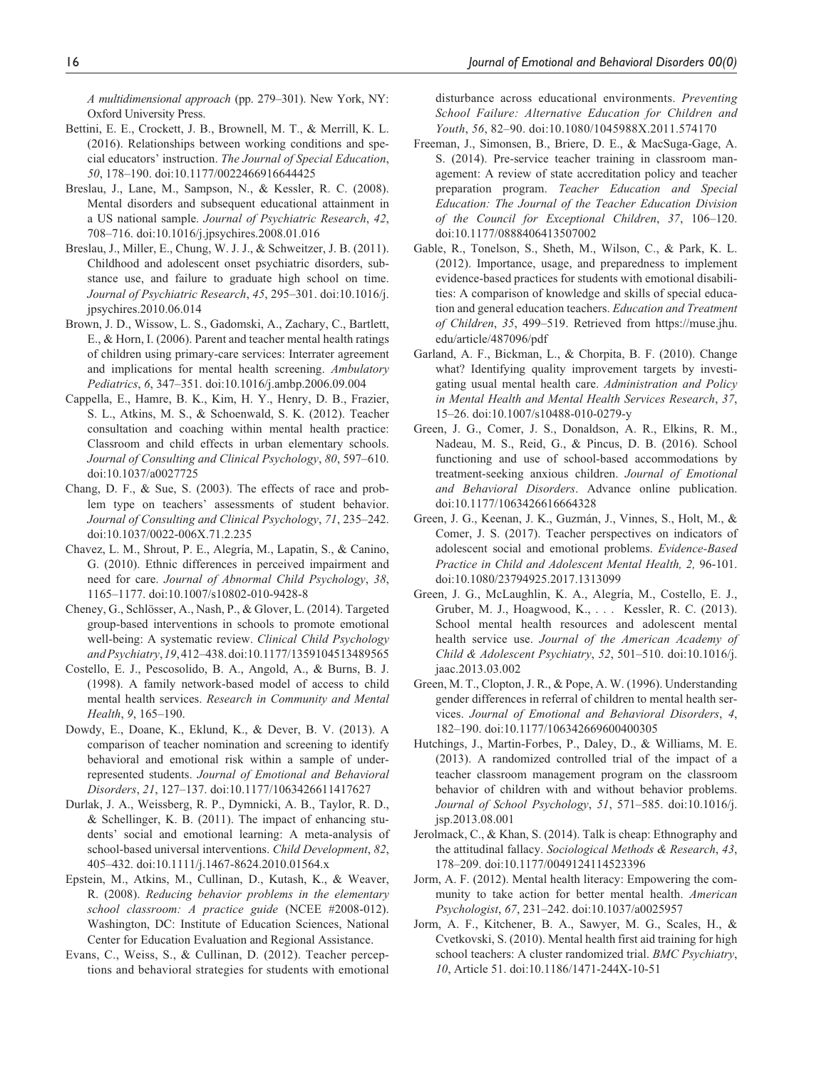*A multidimensional approach* (pp. 279–301). New York, NY: Oxford University Press.

Bettini, E. E., Crockett, J. B., Brownell, M. T., & Merrill, K. L. (2016). Relationships between working conditions and special educators' instruction. *The Journal of Special Education*, *50*, 178–190. doi:10.1177/0022466916644425

Breslau, J., Lane, M., Sampson, N., & Kessler, R. C. (2008). Mental disorders and subsequent educational attainment in a US national sample. *Journal of Psychiatric Research*, *42*, 708–716. doi:10.1016/j.jpsychires.2008.01.016

Breslau, J., Miller, E., Chung, W. J. J., & Schweitzer, J. B. (2011). Childhood and adolescent onset psychiatric disorders, substance use, and failure to graduate high school on time. *Journal of Psychiatric Research*, *45*, 295–301. doi:10.1016/j.jpsychires.2010.06.014

Brown, J. D., Wissow, L. S., Gadomski, A., Zachary, C., Bartlett, E., & Horn, I. (2006). Parent and teacher mental health ratings of children using primary-care services: Interrater agreement and implications for mental health screening. *Ambulatory Pediatrics*, *6*, 347–351. doi:10.1016/j.ambp.2006.09.004

Cappella, E., Hamre, B. K., Kim, H. Y., Henry, D. B., Frazier, S. L., Atkins, M. S., & Schoenwald, S. K. (2012). Teacher consultation and coaching within mental health practice: Classroom and child effects in urban elementary schools. *Journal of Consulting and Clinical Psychology*, *80*, 597–610. doi:10.1037/a0027725

Chang, D. F., & Sue, S. (2003). The effects of race and problem type on teachers' assessments of student behavior. *Journal of Consulting and Clinical Psychology*, *71*, 235–242. doi:10.1037/0022-006X.71.2.235

Chavez, L. M., Shrout, P. E., Alegría, M., Lapatin, S., & Canino, G. (2010). Ethnic differences in perceived impairment and need for care. *Journal of Abnormal Child Psychology*, *38*, 1165–1177. doi:10.1007/s10802-010-9428-8

Cheney, G., Schlösser, A., Nash, P., & Glover, L. (2014). Targeted group-based interventions in schools to promote emotional well-being: A systematic review. *Clinical Child Psychology and Psychiatry*, *19*, 412–438. doi:10.1177/1359104513489565

Costello, E. J., Pescosolido, B. A., Angold, A., & Burns, B. J. (1998). A family network-based model of access to child mental health services. *Research in Community and Mental Health*, *9*, 165–190.

Dowdy, E., Doane, K., Eklund, K., & Dever, B. V. (2013). A comparison of teacher nomination and screening to identify behavioral and emotional risk within a sample of underrepresented students. *Journal of Emotional and Behavioral Disorders*, *21*, 127–137. doi:10.1177/1063426611417627

Durlak, J. A., Weissberg, R. P., Dymnicki, A. B., Taylor, R. D., & Schellinger, K. B. (2011). The impact of enhancing students' social and emotional learning: A meta-analysis of school-based universal interventions. *Child Development*, *82*, 405–432. doi:10.1111/j.1467-8624.2010.01564.x

Epstein, M., Atkins, M., Cullinan, D., Kutash, K., & Weaver, R. (2008). *Reducing behavior problems in the elementary school classroom: A practice guide* (NCEE #2008-012). Washington, DC: Institute of Education Sciences, National Center for Education Evaluation and Regional Assistance.

Evans, C., Weiss, S., & Cullinan, D. (2012). Teacher perceptions and behavioral strategies for students with emotional disturbance across educational environments. *Preventing School Failure: Alternative Education for Children and Youth*, *56*, 82–90. doi:10.1080/1045988X.2011.574170

Freeman, J., Simonsen, B., Briere, D. E., & MacSuga-Gage, A. S. (2014). Pre-service teacher training in classroom management: A review of state accreditation policy and teacher preparation program. *Teacher Education and Special Education: The Journal of the Teacher Education Division of the Council for Exceptional Children*, *37*, 106–120. doi:10.1177/0888406413507002

Gable, R., Tonelson, S., Sheth, M., Wilson, C., & Park, K. L. (2012). Importance, usage, and preparedness to implement evidence-based practices for students with emotional disabilities: A comparison of knowledge and skills of special education and general education teachers. *Education and Treatment of Children*, *35*, 499–519. Retrieved from https://muse.jhu.edu/article/487096/pdf

Garland, A. F., Bickman, L., & Chorpita, B. F. (2010). Change what? Identifying quality improvement targets by investigating usual mental health care. *Administration and Policy in Mental Health and Mental Health Services Research*, *37*, 15–26. doi:10.1007/s10488-010-0279-y

Green, J. G., Comer, J. S., Donaldson, A. R., Elkins, R. M., Nadeau, M. S., Reid, G., & Pincus, D. B. (2016). School functioning and use of school-based accommodations by treatment-seeking anxious children. *Journal of Emotional and Behavioral Disorders*. Advance online publication. doi:10.1177/1063426616664328

Green, J. G., Keenan, J. K., Guzmán, J., Vinnes, S., Holt, M., & Comer, J. S. (2017). Teacher perspectives on indicators of adolescent social and emotional problems. *Evidence-Based Practice in Child and Adolescent Mental Health, 2,* 96-101. doi:10.1080/23794925.2017.1313099

Green, J. G., McLaughlin, K. A., Alegría, M., Costello, E. J., Gruber, M. J., Hoagwood, K., . . . Kessler, R. C. (2013). School mental health resources and adolescent mental health service use. *Journal of the American Academy of Child & Adolescent Psychiatry*, *52*, 501–510. doi:10.1016/j.jaac.2013.03.002

Green, M. T., Clopton, J. R., & Pope, A. W. (1996). Understanding gender differences in referral of children to mental health services. *Journal of Emotional and Behavioral Disorders*, *4*, 182–190. doi:10.1177/106342669600400305

Hutchings, J., Martin-Forbes, P., Daley, D., & Williams, M. E. (2013). A randomized controlled trial of the impact of a teacher classroom management program on the classroom behavior of children with and without behavior problems. *Journal of School Psychology*, *51*, 571–585. doi:10.1016/j.jsp.2013.08.001

Jerolmack, C., & Khan, S. (2014). Talk is cheap: Ethnography and the attitudinal fallacy. *Sociological Methods & Research*, *43*, 178–209. doi:10.1177/0049124114523396

Jorm, A. F. (2012). Mental health literacy: Empowering the community to take action for better mental health. *American Psychologist*, *67*, 231–242. doi:10.1037/a0025957

Jorm, A. F., Kitchener, B. A., Sawyer, M. G., Scales, H., & Cvetkovski, S. (2010). Mental health first aid training for high school teachers: A cluster randomized trial. *BMC Psychiatry*, *10*, Article 51. doi:10.1186/1471-244X-10-51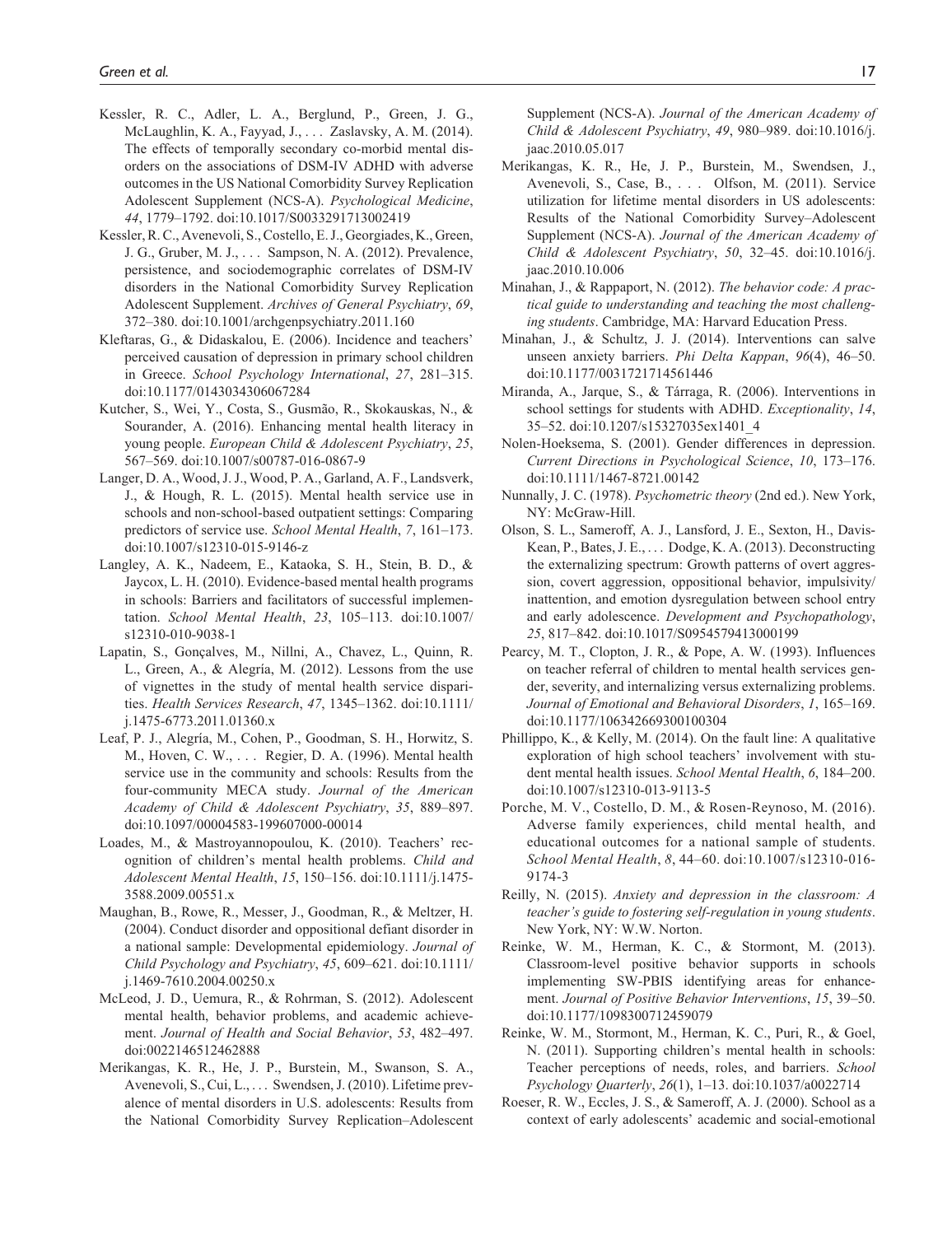Kessler, R. C., Adler, L. A., Berglund, P., Green, J. G., McLaughlin, K. A., Fayyad, J., . . . Zaslavsky, A. M. (2014). The effects of temporally secondary co-morbid mental disorders on the associations of DSM-IV ADHD with adverse outcomes in the US National Comorbidity Survey Replication Adolescent Supplement (NCS-A). *Psychological Medicine*, *44*, 1779–1792. doi:10.1017/S0033291713002419

Kessler, R. C., Avenevoli, S., Costello, E. J., Georgiades, K., Green, J. G., Gruber, M. J., . . . Sampson, N. A. (2012). Prevalence, persistence, and sociodemographic correlates of DSM-IV disorders in the National Comorbidity Survey Replication Adolescent Supplement. *Archives of General Psychiatry*, *69*, 372–380. doi:10.1001/archgenpsychiatry.2011.160

Kleftaras, G., & Didaskalou, E. (2006). Incidence and teachers' perceived causation of depression in primary school children in Greece. *School Psychology International*, *27*, 281–315. doi:10.1177/0143034306067284

Kutcher, S., Wei, Y., Costa, S., Gusmão, R., Skokauskas, N., & Sourander, A. (2016). Enhancing mental health literacy in young people. *European Child & Adolescent Psychiatry*, *25*, 567–569. doi:10.1007/s00787-016-0867-9

Langer, D. A., Wood, J. J., Wood, P. A., Garland, A. F., Landsverk, J., & Hough, R. L. (2015). Mental health service use in schools and non-school-based outpatient settings: Comparing predictors of service use. *School Mental Health*, *7*, 161–173. doi:10.1007/s12310-015-9146-z

Langley, A. K., Nadeem, E., Kataoka, S. H., Stein, B. D., & Jaycox, L. H. (2010). Evidence-based mental health programs in schools: Barriers and facilitators of successful implementation. *School Mental Health*, *23*, 105–113. doi:10.1007/s12310-010-9038-1

Lapatin, S., Gonçalves, M., Nillni, A., Chavez, L., Quinn, R. L., Green, A., & Alegría, M. (2012). Lessons from the use of vignettes in the study of mental health service disparities. *Health Services Research*, *47*, 1345–1362. doi:10.1111/j.1475-6773.2011.01360.x

Leaf, P. J., Alegría, M., Cohen, P., Goodman, S. H., Horwitz, S. M., Hoven, C. W., . . . Regier, D. A. (1996). Mental health service use in the community and schools: Results from the four-community MECA study. *Journal of the American Academy of Child & Adolescent Psychiatry*, *35*, 889–897. doi:10.1097/00004583-199607000-00014

Loades, M., & Mastroyannopoulou, K. (2010). Teachers' recognition of children's mental health problems. *Child and Adolescent Mental Health*, *15*, 150–156. doi:10.1111/j.1475-3588.2009.00551.x

Maughan, B., Rowe, R., Messer, J., Goodman, R., & Meltzer, H. (2004). Conduct disorder and oppositional defiant disorder in a national sample: Developmental epidemiology. *Journal of Child Psychology and Psychiatry*, *45*, 609–621. doi:10.1111/j.1469-7610.2004.00250.x

McLeod, J. D., Uemura, R., & Rohrman, S. (2012). Adolescent mental health, behavior problems, and academic achievement. *Journal of Health and Social Behavior*, *53*, 482–497. doi:0022146512462888

Merikangas, K. R., He, J. P., Burstein, M., Swanson, S. A., Avenevoli, S., Cui, L., . . . Swendsen, J. (2010). Lifetime prevalence of mental disorders in U.S. adolescents: Results from the National Comorbidity Survey Replication–Adolescent Supplement (NCS-A). *Journal of the American Academy of Child & Adolescent Psychiatry*, *49*, 980–989. doi:10.1016/j.jaac.2010.05.017

Merikangas, K. R., He, J. P., Burstein, M., Swendsen, J., Avenevoli, S., Case, B., . . . Olfson, M. (2011). Service utilization for lifetime mental disorders in US adolescents: Results of the National Comorbidity Survey–Adolescent Supplement (NCS-A). *Journal of the American Academy of Child & Adolescent Psychiatry*, *50*, 32–45. doi:10.1016/j.jaac.2010.10.006

Minahan, J., & Rappaport, N. (2012). *The behavior code: A practical guide to understanding and teaching the most challenging students*. Cambridge, MA: Harvard Education Press.

Minahan, J., & Schultz, J. J. (2014). Interventions can salve unseen anxiety barriers. *Phi Delta Kappan*, *96*(4), 46–50. doi:10.1177/0031721714561446

Miranda, A., Jarque, S., & Tárraga, R. (2006). Interventions in school settings for students with ADHD. *Exceptionality*, *14*, 35–52. doi:10.1207/s15327035ex1401_4

Nolen-Hoeksema, S. (2001). Gender differences in depression. *Current Directions in Psychological Science*, *10*, 173–176. doi:10.1111/1467-8721.00142

Nunnally, J. C. (1978). *Psychometric theory* (2nd ed.). New York, NY: McGraw-Hill.

Olson, S. L., Sameroff, A. J., Lansford, J. E., Sexton, H., Davis-Kean, P., Bates, J. E., . . . Dodge, K. A. (2013). Deconstructing the externalizing spectrum: Growth patterns of overt aggression, covert aggression, oppositional behavior, impulsivity/inattention, and emotion dysregulation between school entry and early adolescence. *Development and Psychopathology*, *25*, 817–842. doi:10.1017/S0954579413000199

Pearcy, M. T., Clopton, J. R., & Pope, A. W. (1993). Influences on teacher referral of children to mental health services gender, severity, and internalizing versus externalizing problems. *Journal of Emotional and Behavioral Disorders*, *1*, 165–169. doi:10.1177/106342669300100304

Phillippo, K., & Kelly, M. (2014). On the fault line: A qualitative exploration of high school teachers' involvement with student mental health issues. *School Mental Health*, *6*, 184–200. doi:10.1007/s12310-013-9113-5

Porche, M. V., Costello, D. M., & Rosen-Reynoso, M. (2016). Adverse family experiences, child mental health, and educational outcomes for a national sample of students. *School Mental Health*, *8*, 44–60. doi:10.1007/s12310-016-9174-3

Reilly, N. (2015). *Anxiety and depression in the classroom: A teacher's guide to fostering self-regulation in young students*. New York, NY: W.W. Norton.

Reinke, W. M., Herman, K. C., & Stormont, M. (2013). Classroom-level positive behavior supports in schools implementing SW-PBIS identifying areas for enhancement. *Journal of Positive Behavior Interventions*, *15*, 39–50. doi:10.1177/1098300712459079

Reinke, W. M., Stormont, M., Herman, K. C., Puri, R., & Goel, N. (2011). Supporting children's mental health in schools: Teacher perceptions of needs, roles, and barriers. *School Psychology Quarterly*, *26*(1), 1–13. doi:10.1037/a0022714

Roeser, R. W., Eccles, J. S., & Sameroff, A. J. (2000). School as a context of early adolescents' academic and social-emotional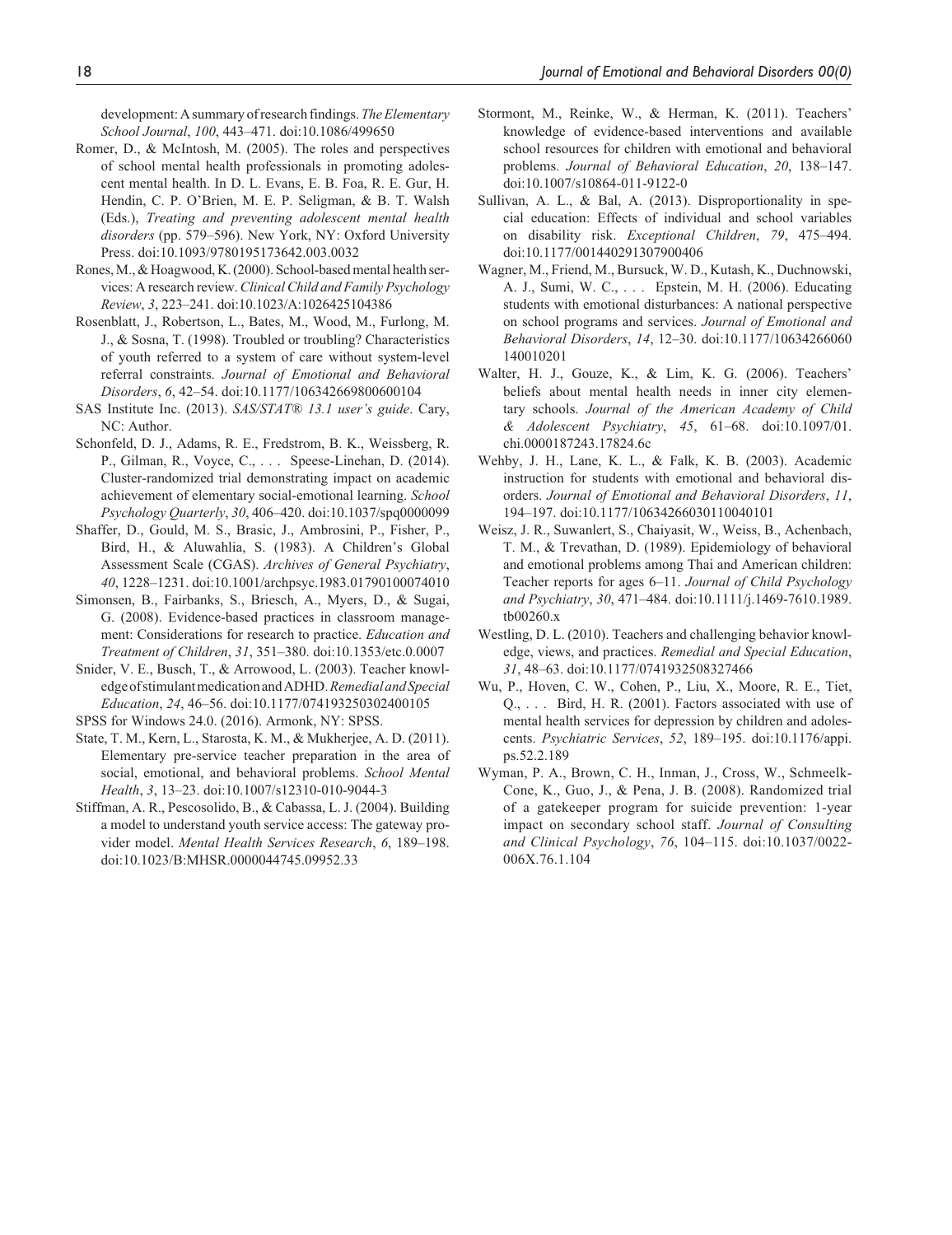development: A summary of research findings. *The Elementary School Journal*, *100*, 443–471. doi:10.1086/499650

Romer, D., & McIntosh, M. (2005). The roles and perspectives of school mental health professionals in promoting adolescent mental health. In D. L. Evans, E. B. Foa, R. E. Gur, H. Hendin, C. P. O'Brien, M. E. P. Seligman, & B. T. Walsh (Eds.), *Treating and preventing adolescent mental health disorders* (pp. 579–596). New York, NY: Oxford University Press. doi:10.1093/9780195173642.003.0032

Rones, M., & Hoagwood, K. (2000). School-based mental health services: A research review. *Clinical Child and Family Psychology Review*, *3*, 223–241. doi:10.1023/A:1026425104386

Rosenblatt, J., Robertson, L., Bates, M., Wood, M., Furlong, M. J., & Sosna, T. (1998). Troubled or troubling? Characteristics of youth referred to a system of care without system-level referral constraints. *Journal of Emotional and Behavioral Disorders*, *6*, 42–54. doi:10.1177/106342669800600104

SAS Institute Inc. (2013). *SAS/STAT® 13.1 user's guide*. Cary, NC: Author.

Schonfeld, D. J., Adams, R. E., Fredstrom, B. K., Weissberg, R. P., Gilman, R., Voyce, C., . . . Speese-Linehan, D. (2014). Cluster-randomized trial demonstrating impact on academic achievement of elementary social-emotional learning. *School Psychology Quarterly*, *30*, 406–420. doi:10.1037/spq0000099

Shaffer, D., Gould, M. S., Brasic, J., Ambrosini, P., Fisher, P., Bird, H., & Aluwahlia, S. (1983). A Children's Global Assessment Scale (CGAS). *Archives of General Psychiatry*, *40*, 1228–1231. doi:10.1001/archpsyc.1983.01790100074010

Simonsen, B., Fairbanks, S., Briesch, A., Myers, D., & Sugai, G. (2008). Evidence-based practices in classroom management: Considerations for research to practice. *Education and Treatment of Children*, *31*, 351–380. doi:10.1353/etc.0.0007

Snider, V. E., Busch, T., & Arrowood, L. (2003). Teacher knowledge of stimulant medication and ADHD. *Remedial and Special Education*, *24*, 46–56. doi:10.1177/074193250302400105

SPSS for Windows 24.0. (2016). Armonk, NY: SPSS.

State, T. M., Kern, L., Starosta, K. M., & Mukherjee, A. D. (2011). Elementary pre-service teacher preparation in the area of social, emotional, and behavioral problems. *School Mental Health*, *3*, 13–23. doi:10.1007/s12310-010-9044-3

Stiffman, A. R., Pescosolido, B., & Cabassa, L. J. (2004). Building a model to understand youth service access: The gateway provider model. *Mental Health Services Research*, *6*, 189–198. doi:10.1023/B:MHSR.0000044745.09952.33

Stormont, M., Reinke, W., & Herman, K. (2011). Teachers' knowledge of evidence-based interventions and available school resources for children with emotional and behavioral problems. *Journal of Behavioral Education*, *20*, 138–147. doi:10.1007/s10864-011-9122-0

Sullivan, A. L., & Bal, A. (2013). Disproportionality in special education: Effects of individual and school variables on disability risk. *Exceptional Children*, *79*, 475–494. doi:10.1177/001440291307900406

Wagner, M., Friend, M., Bursuck, W. D., Kutash, K., Duchnowski, A. J., Sumi, W. C., . . . Epstein, M. H. (2006). Educating students with emotional disturbances: A national perspective on school programs and services. *Journal of Emotional and Behavioral Disorders*, *14*, 12–30. doi:10.1177/10634266060140010201

Walter, H. J., Gouze, K., & Lim, K. G. (2006). Teachers' beliefs about mental health needs in inner city elementary schools. *Journal of the American Academy of Child & Adolescent Psychiatry*, *45*, 61–68. doi:10.1097/01.chi.0000187243.17824.6c

Wehby, J. H., Lane, K. L., & Falk, K. B. (2003). Academic instruction for students with emotional and behavioral disorders. *Journal of Emotional and Behavioral Disorders*, *11*, 194–197. doi:10.1177/10634266030110040101

Weisz, J. R., Suwanlert, S., Chaiyasit, W., Weiss, B., Achenbach, T. M., & Trevathan, D. (1989). Epidemiology of behavioral and emotional problems among Thai and American children: Teacher reports for ages 6–11. *Journal of Child Psychology and Psychiatry*, *30*, 471–484. doi:10.1111/j.1469-7610.1989.tb00260.x

Westling, D. L. (2010). Teachers and challenging behavior knowledge, views, and practices. *Remedial and Special Education*, *31*, 48–63. doi:10.1177/0741932508327466

Wu, P., Hoven, C. W., Cohen, P., Liu, X., Moore, R. E., Tiet, Q., . . . Bird, H. R. (2001). Factors associated with use of mental health services for depression by children and adolescents. *Psychiatric Services*, *52*, 189–195. doi:10.1176/appi.ps.52.2.189

Wyman, P. A., Brown, C. H., Inman, J., Cross, W., Schmeelk-Cone, K., Guo, J., & Pena, J. B. (2008). Randomized trial of a gatekeeper program for suicide prevention: 1-year impact on secondary school staff. *Journal of Consulting and Clinical Psychology*, *76*, 104–115. doi:10.1037/0022-006X.76.1.104